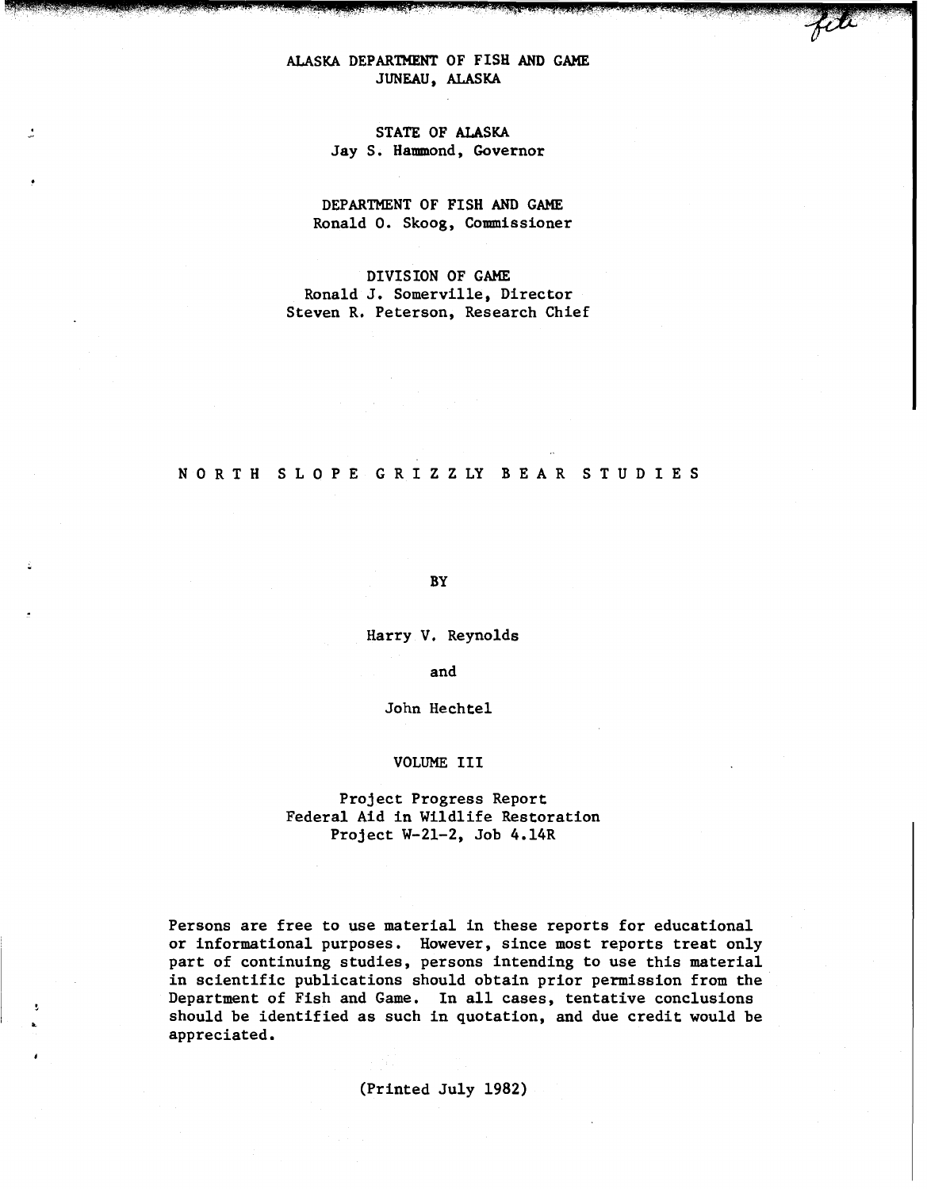ALASKA DEPARTMENT OF FISH AND GAME
JUNEAU, ALASKA

STATE OF ALASKA
Jay S. Hammond, Governor

DEPARTMENT OF FISH AND GAME
Ronald O. Skoog, Commissioner

DIVISION OF GAME
Ronald J. Somerville, Director
Steven R. Peterson, Research Chief

# N O R T H  S L O P E  G R I Z Z L Y  B E A R  S T U D I E S

BY

Harry V. Reynolds

and

John Hechtel

VOLUME III

Project Progress Report
Federal Aid in Wildlife Restoration
Project W-21-2, Job 4.14R

Persons are free to use material in these reports for educational or informational purposes. However, since most reports treat only part of continuing studies, persons intending to use this material in scientific publications should obtain prior permission from the Department of Fish and Game. In all cases, tentative conclusions should be identified as such in quotation, and due credit would be appreciated.

(Printed July 1982)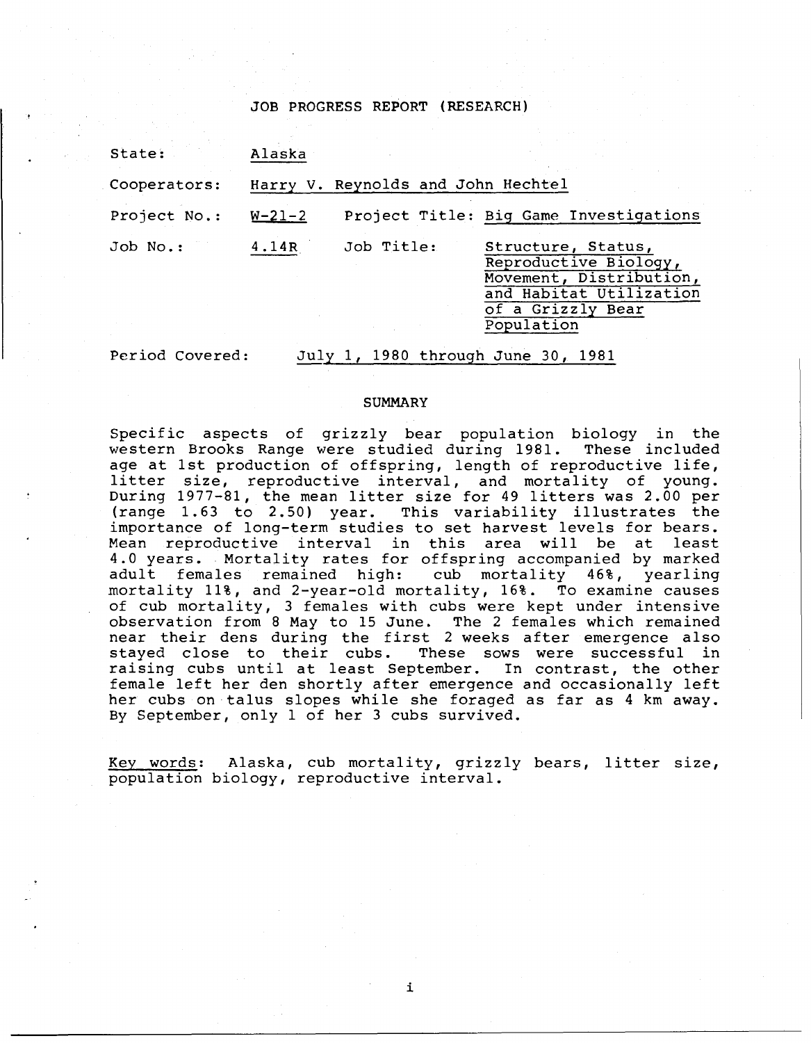JOB PROGRESS REPORT (RESEARCH)

State: Alaska

Cooperators: Harry V. Reynolds and John Hechtel

Project No.: W-21-2 Project Title: Big Game Investigations

Job No.: 4.14R Job Title: Structure, Status, Reproductive Biology, Movement, Distribution, and Habitat Utilization of a Grizzly Bear Population

Period Covered: July 1, 1980 through June 30, 1981

## SUMMARY

Specific aspects of grizzly bear population biology in the western Brooks Range were studied during 1981. These included age at 1st production of offspring, length of reproductive life, litter size, reproductive interval, and mortality of young. During 1977-81, the mean litter size for 49 litters was 2.00 per (range 1.63 to 2.50) year. This variability illustrates the importance of long-term studies to set harvest levels for bears. Mean reproductive interval in this area will be at least 4.0 years. Mortality rates for offspring accompanied by marked adult females remained high: cub mortality 46%, yearling mortality 11%, and 2-year-old mortality, 16%. To examine causes of cub mortality, 3 females with cubs were kept under intensive observation from 8 May to 15 June. The 2 females which remained near their dens during the first 2 weeks after emergence also stayed close to their cubs. These sows were successful in raising cubs until at least September. In contrast, the other female left her den shortly after emergence and occasionally left her cubs on talus slopes while she foraged as far as 4 km away. By September, only 1 of her 3 cubs survived.

Key words: Alaska, cub mortality, grizzly bears, litter size, population biology, reproductive interval.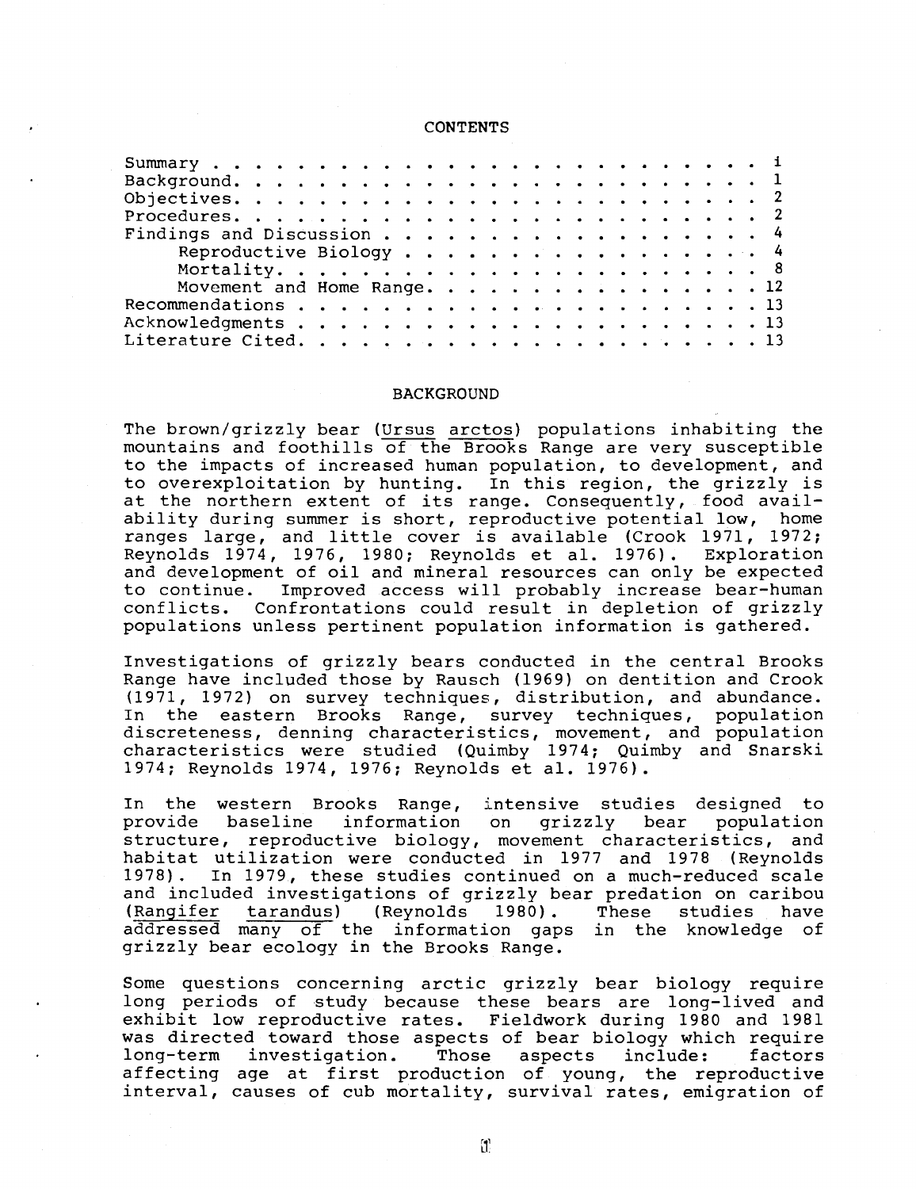# CONTENTS

| | |
|---|---|
| Summary | i |
| Background | 1 |
| Objectives | 2 |
| Procedures | 2 |
| Findings and Discussion | 4 |
| Reproductive Biology | 4 |
| Mortality | 8 |
| Movement and Home Range | 12 |
| Recommendations | 13 |
| Acknowledgments | 13 |
| Literature Cited | 13 |

# BACKGROUND

The brown/grizzly bear (*Ursus arctos*) populations inhabiting the mountains and foothills of the Brooks Range are very susceptible to the impacts of increased human population, to development, and to overexploitation by hunting. In this region, the grizzly is at the northern extent of its range. Consequently, food availability during summer is short, reproductive potential low, home ranges large, and little cover is available (Crook 1971, 1972; Reynolds 1974, 1976, 1980; Reynolds et al. 1976). Exploration and development of oil and mineral resources can only be expected to continue. Improved access will probably increase bear-human conflicts. Confrontations could result in depletion of grizzly populations unless pertinent population information is gathered.

Investigations of grizzly bears conducted in the central Brooks Range have included those by Rausch (1969) on dentition and Crook (1971, 1972) on survey techniques, distribution, and abundance. In the eastern Brooks Range, survey techniques, population discreteness, denning characteristics, movement, and population characteristics were studied (Quimby 1974; Quimby and Snarski 1974; Reynolds 1974, 1976; Reynolds et al. 1976).

In the western Brooks Range, intensive studies designed to provide baseline information on grizzly bear population structure, reproductive biology, movement characteristics, and habitat utilization were conducted in 1977 and 1978 (Reynolds 1978). In 1979, these studies continued on a much-reduced scale and included investigations of grizzly bear predation on caribou (*Rangifer tarandus*) (Reynolds 1980). These studies have addressed many of the information gaps in the knowledge of grizzly bear ecology in the Brooks Range.

Some questions concerning arctic grizzly bear biology require long periods of study because these bears are long-lived and exhibit low reproductive rates. Fieldwork during 1980 and 1981 was directed toward those aspects of bear biology which require long-term investigation. Those aspects include: factors affecting age at first production of young, the reproductive interval, causes of cub mortality, survival rates, emigration of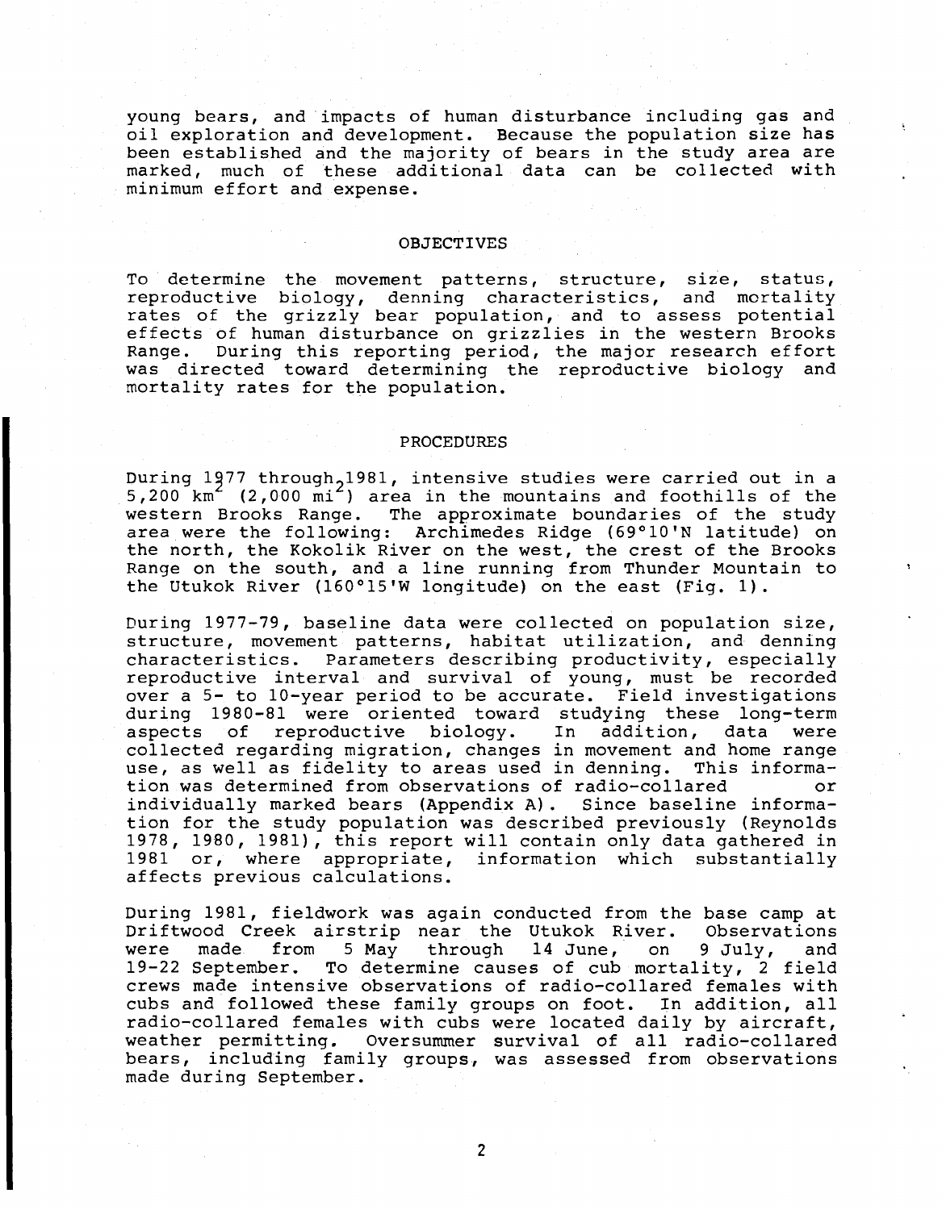young bears, and impacts of human disturbance including gas and oil exploration and development. Because the population size has been established and the majority of bears in the study area are marked, much of these additional data can be collected with minimum effort and expense.

## OBJECTIVES

To determine the movement patterns, structure, size, status, reproductive biology, denning characteristics, and mortality rates of the grizzly bear population, and to assess potential effects of human disturbance on grizzlies in the western Brooks Range. During this reporting period, the major research effort was directed toward determining the reproductive biology and mortality rates for the population.

## PROCEDURES

During 1977 through 1981, intensive studies were carried out in a 5,200 $km^2$ (2,000 $mi^2$) area in the mountains and foothills of the western Brooks Range. The approximate boundaries of the study area were the following: Archimedes Ridge (69°10'N latitude) on the north, the Kokolik River on the west, the crest of the Brooks Range on the south, and a line running from Thunder Mountain to the Utukok River (160°15'W longitude) on the east (Fig. 1).

During 1977-79, baseline data were collected on population size, structure, movement patterns, habitat utilization, and denning characteristics. Parameters describing productivity, especially reproductive interval and survival of young, must be recorded over a 5- to 10-year period to be accurate. Field investigations during 1980-81 were oriented toward studying these long-term aspects of reproductive biology. In addition, data were collected regarding migration, changes in movement and home range use, as well as fidelity to areas used in denning. This information was determined from observations of radio-collared or individually marked bears (Appendix A). Since baseline information for the study population was described previously (Reynolds 1978, 1980, 1981), this report will contain only data gathered in 1981 or, where appropriate, information which substantially affects previous calculations.

During 1981, fieldwork was again conducted from the base camp at Driftwood Creek airstrip near the Utukok River. Observations were made from 5 May through 14 June, on 9 July, and 19-22 September. To determine causes of cub mortality, 2 field crews made intensive observations of radio-collared females with cubs and followed these family groups on foot. In addition, all radio-collared females with cubs were located daily by aircraft, weather permitting. Oversummer survival of all radio-collared bears, including family groups, was assessed from observations made during September.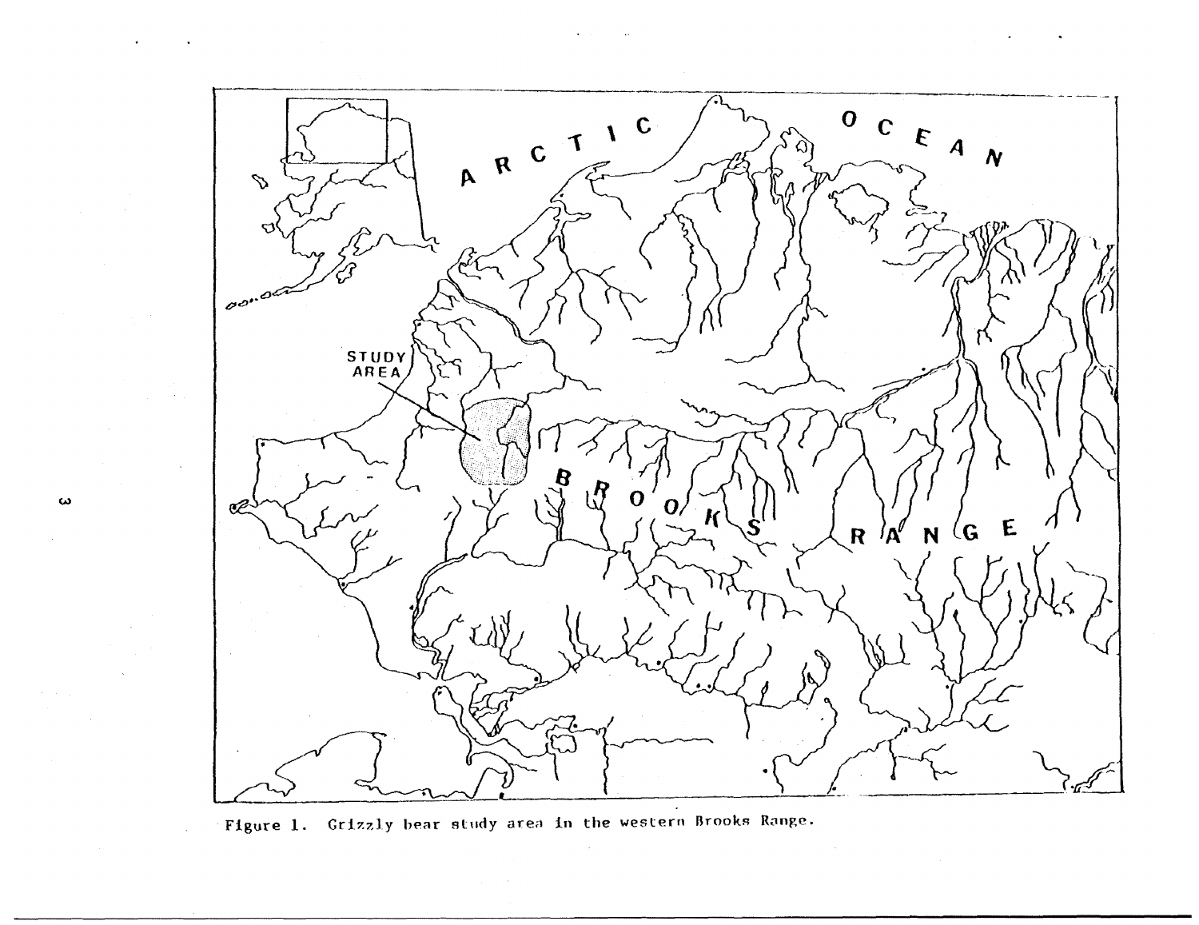Figure 1. Grizzly bear study area in the western Brooks Range.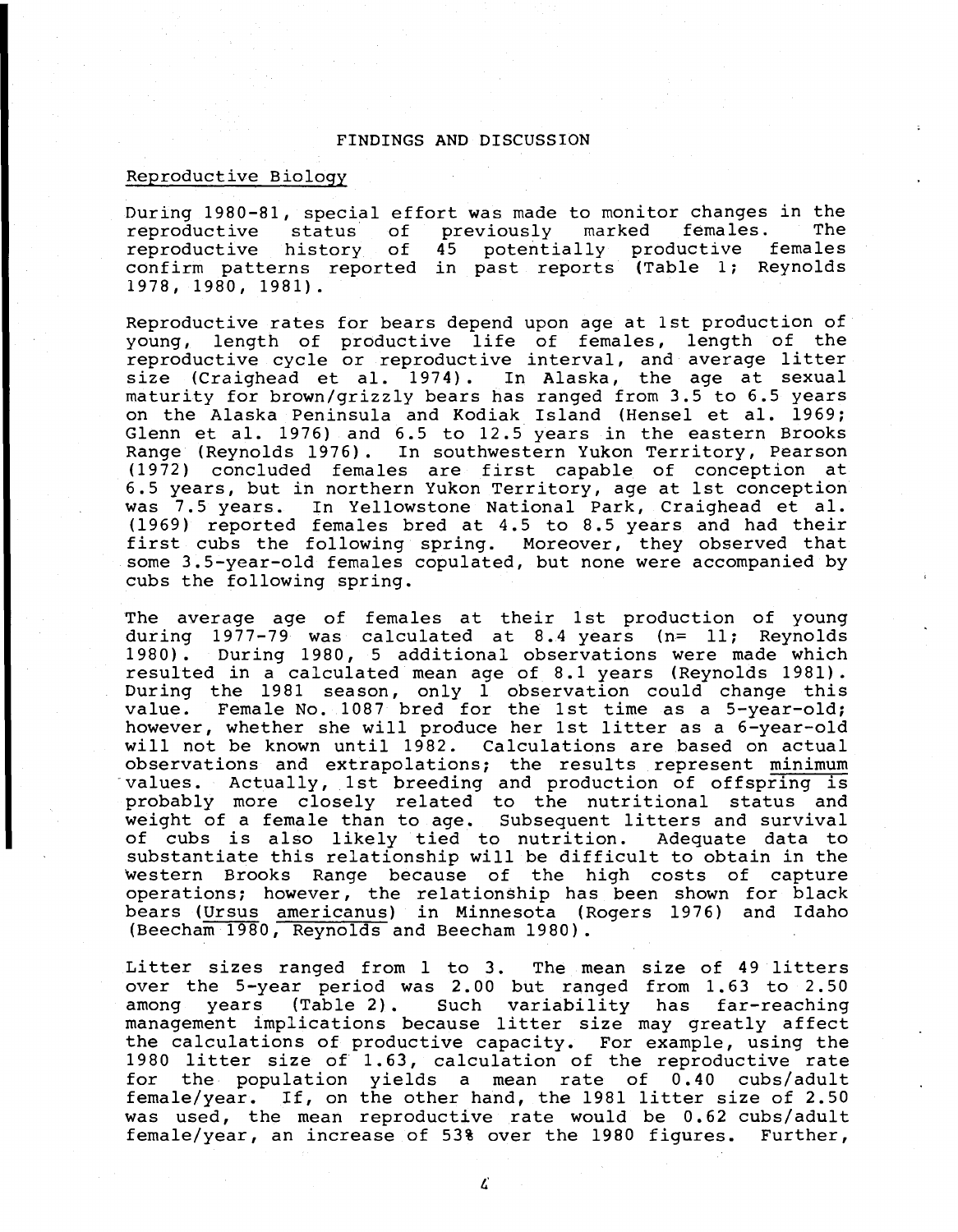# FINDINGS AND DISCUSSION

## Reproductive Biology

During 1980-81, special effort was made to monitor changes in the reproductive status of previously marked females. The reproductive history of 45 potentially productive females confirm patterns reported in past reports (Table 1; Reynolds 1978, 1980, 1981).

Reproductive rates for bears depend upon age at 1st production of young, length of productive life of females, length of the reproductive cycle or reproductive interval, and average litter size (Craighead et al. 1974). In Alaska, the age at sexual maturity for brown/grizzly bears has ranged from 3.5 to 6.5 years on the Alaska Peninsula and Kodiak Island (Hensel et al. 1969; Glenn et al. 1976) and 6.5 to 12.5 years in the eastern Brooks Range (Reynolds 1976). In southwestern Yukon Territory, Pearson (1972) concluded females are first capable of conception at 6.5 years, but in northern Yukon Territory, age at 1st conception was 7.5 years. In Yellowstone National Park, Craighead et al. (1969) reported females bred at 4.5 to 8.5 years and had their first cubs the following spring. Moreover, they observed that some 3.5-year-old females copulated, but none were accompanied by cubs the following spring.

The average age of females at their 1st production of young during 1977-79 was calculated at 8.4 years (n= 11; Reynolds 1980). During 1980, 5 additional observations were made which resulted in a calculated mean age of 8.1 years (Reynolds 1981). During the 1981 season, only 1 observation could change this value. Female No. 1087 bred for the 1st time as a 5-year-old; however, whether she will produce her 1st litter as a 6-year-old will not be known until 1982. Calculations are based on actual observations and extrapolations; the results represent minimum values. Actually, 1st breeding and production of offspring is probably more closely related to the nutritional status and weight of a female than to age. Subsequent litters and survival of cubs is also likely tied to nutrition. Adequate data to substantiate this relationship will be difficult to obtain in the western Brooks Range because of the high costs of capture operations; however, the relationship has been shown for black bears (*Ursus americanus*) in Minnesota (Rogers 1976) and Idaho (Beecham 1980, Reynolds and Beecham 1980).

Litter sizes ranged from 1 to 3. The mean size of 49 litters over the 5-year period was 2.00 but ranged from 1.63 to 2.50 among years (Table 2). Such variability has far-reaching management implications because litter size may greatly affect the calculations of productive capacity. For example, using the 1980 litter size of 1.63, calculation of the reproductive rate for the population yields a mean rate of 0.40 cubs/adult female/year. If, on the other hand, the 1981 litter size of 2.50 was used, the mean reproductive rate would be 0.62 cubs/adult female/year, an increase of 53% over the 1980 figures. Further,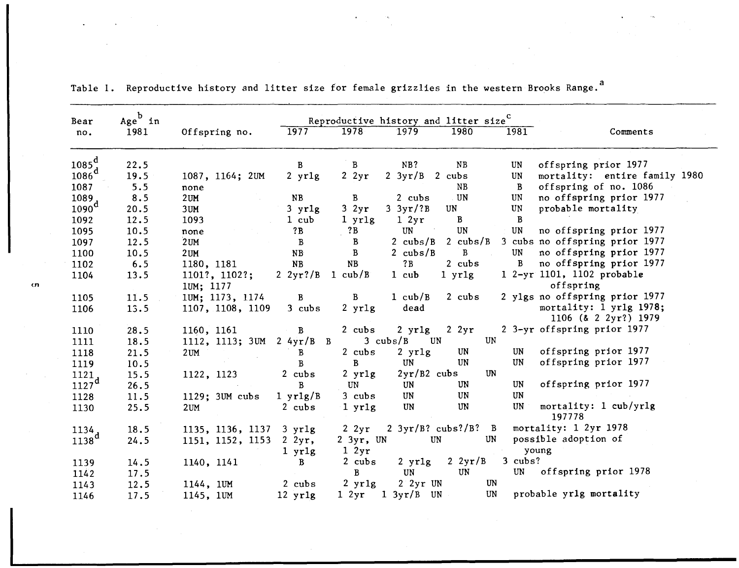Table 1. Reproductive history and litter size for female grizzlies in the western Brooks Range.[a]

| Bear no. | Age[b] in 1981 | Offspring no. | Reproductive history and litter size[c] 1977 | 1978 | 1979 | 1980 | 1981 | Comments |
|---|---|---|---|---|---|---|---|---|
| 1085[d] | 22.5 | | B | B | NB? | NB | UN | offspring prior 1977 |
| 1086[d] | 19.5 | 1087, 1164; 2UM | 2 yrlg | 2 2yr | 2 3yr/B | 2 cubs | UN | mortality: entire family 1980 |
| 1087 | 5.5 | none | | | | NB | B | offspring of no. 1086 |
| 1089 | 8.5 | 2UM | NB | B | 2 cubs | UN | UN | no offspring prior 1977 |
| 1090[d] | 20.5 | 3UM | 3 yrlg | 3 2yr | 3 3yr/?B | UN | UN | probable mortality |
| 1092 | 12.5 | 1093 | 1 cub | 1 yrlg | 1 2yr | B | B | |
| 1095 | 10.5 | none | ?B | ?B | UN | UN | UN | no offspring prior 1977 |
| 1097 | 12.5 | 2UM | B | B | 2 cubs/B | 2 cubs/B | 3 cubs | no offspring prior 1977 |
| 1100 | 10.5 | 2UM | NB | B | 2 cubs/B | B | UN | no offspring prior 1977 |
| 1102 | 6.5 | 1180, 1181 | NB | NB | ?B | 2 cubs | B | no offspring prior 1977 |
| 1104 | 13.5 | 1101?, 1102?; 1UM; 1177 | 2 2yr?/B | 1 cub/B | 1 cub | 1 yrlg | 1 2-yr | 1101, 1102 probable offspring |
| 1105 | 11.5 | 1UM; 1173, 1174 | B | B | 1 cub/B | 2 cubs | 2 ylgs | no offspring prior 1977 |
| 1106 | 13.5 | 1107, 1108, 1109 | 3 cubs | 2 yrlg | dead | | | mortality: 1 yrlg 1978; 1106 (& 2 2yr?) 1979 |
| 1110 | 28.5 | 1160, 1161 | B | 2 cubs | 2 yrlg | 2 2yr | 2 3-yr | offspring prior 1977 |
| 1111 | 18.5 | 1112, 1113; 3UM | 2 4yr/B | B | 3 cubs/B | UN | UN | |
| 1118 | 21.5 | 2UM | B | 2 cubs | 2 yrlg | UN | UN | offspring prior 1977 |
| 1119 | 10.5 | | B | B | UN | UN | UN | offspring prior 1977 |
| 1121 | 15.5 | 1122, 1123 | 2 cubs | 2 yrlg | 2yr/B | 2 cubs | UN | |
| 1127[d] | 26.5 | | B | UN | UN | UN | UN | offspring prior 1977 |
| 1128 | 11.5 | 1129; 3UM cubs | 1 yrlg/B | 3 cubs | UN | UN | UN | |
| 1130 | 25.5 | 2UM | 2 cubs | 1 yrlg | UN | UN | UN | mortality: 1 cub/yrlg 197778 |
| 1134 | 18.5 | 1135, 1136, 1137 | 3 yrlg | 2 2yr | 2 3yr/B? | cubs?/B? | B | mortality: 1 2yr 1978 |
| 1138[d] | 24.5 | 1151, 1152, 1153 | 2 2yr, 1 yrlg | 2 3yr, 1 2yr | UN | UN | UN | possible adoption of young |
| 1139 | 14.5 | 1140, 1141 | B | 2 cubs | 2 yrlg | 2 2yr/B | 3 cubs? | |
| 1142 | 17.5 | | | B | UN | UN | UN | offspring prior 1978 |
| 1143 | 12.5 | 1144, 1UM | 2 cubs | 2 yrlg | 2 2yr | UN | UN | |
| 1146 | 17.5 | 1145, 1UM | 12 yrlg | 1 2yr | 1 3yr/B | UN | UN | probable yrlg mortality |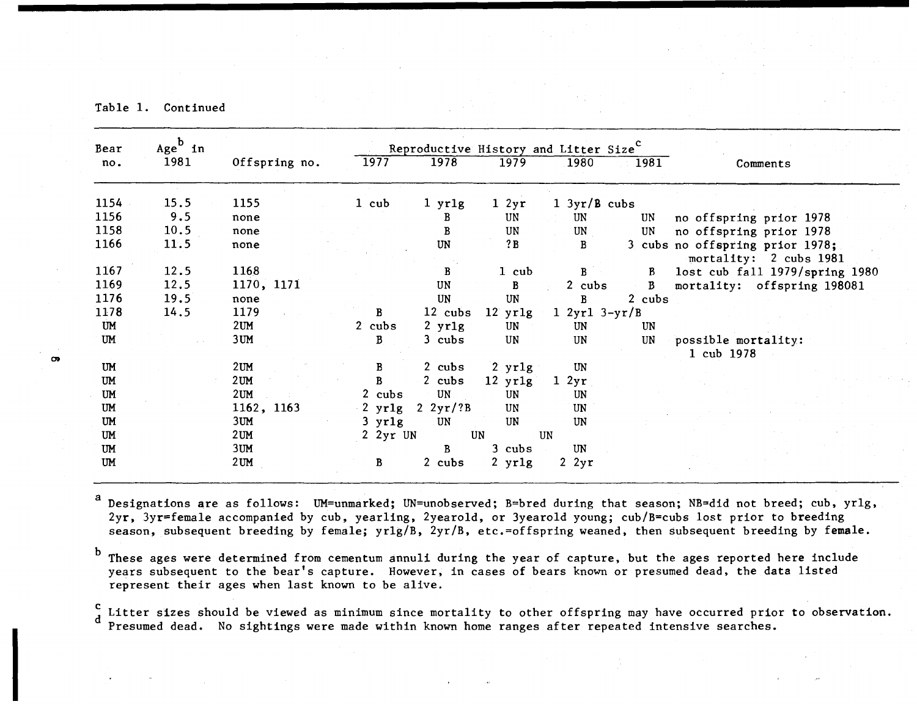Table 1. Continued

| Bear no. | Age[b] in 1981 | Offspring no. | 1977 | 1978 | 1979 | 1980 | 1981 | Comments |
|---|---|---|---|---|---|---|---|---|
| | | | Reproductive History and Litter Size[c] | | | | | |
| 1154 | 15.5 | 1155 | 1 cub | 1 yrlg | 1 2yr | 1 3yr/B cubs | | |
| 1156 | 9.5 | none | | B | UN | UN | UN | no offspring prior 1978 |
| 1158 | 10.5 | none | | B | UN | UN | UN | no offspring prior 1978 |
| 1166 | 11.5 | none | | UN | ?B | B | 3 cubs | no offspring prior 1978; mortality: 2 cubs 1981 |
| 1167 | 12.5 | 1168 | | B | 1 cub | B | B | lost cub fall 1979/spring 1980 |
| 1169 | 12.5 | 1170, 1171 | | UN | B | 2 cubs | B | mortality: offspring 198081 |
| 1176 | 19.5 | none | | UN | UN | B | 2 cubs | |
| 1178 | 14.5 | 1179 | B | 12 cubs | 12 yrlg | 1 2yrl 3-yr/B | | |
| UM | | 2UM | 2 cubs | 2 yrlg | UN | UN | UN | |
| UM | | 3UM | B | 3 cubs | UN | UN | UN | possible mortality: 1 cub 1978 |
| UM | | 2UM | B | 2 cubs | 2 yrlg | UN | | |
| UM | | 2UM | B | 2 cubs | 12 yrlg | 1 2yr | | |
| UM | | 2UM | 2 cubs | UN | UN | UN | | |
| UM | | 1162, 1163 | 2 yrlg | 2 2yr/?B | UN | UN | | |
| UM | | 3UM | 3 yrlg | UN | UN | UN | | |
| UM | | 2UM | 2 2yr UN | UN | UN | | | |
| UM | | 3UM | | B | 3 cubs | UN | | |
| UM | | 2UM | B | 2 cubs | 2 yrlg | 2 2yr | | |

[a] Designations are as follows: UM=unmarked; UN=unobserved; B=bred during that season; NB=did not breed; cub, yrlg, 2yr, 3yr=female accompanied by cub, yearling, 2yearold, or 3yearold young; cub/B=cubs lost prior to breeding season, subsequent breeding by female; yrlg/B, 2yr/B, etc.=offspring weaned, then subsequent breeding by female.

[b] These ages were determined from cementum annuli during the year of capture, but the ages reported here include years subsequent to the bear's capture. However, in cases of bears known or presumed dead, the data listed represent their ages when last known to be alive.

[c] Litter sizes should be viewed as minimum since mortality to other offspring may have occurred prior to observation.

[d] Presumed dead. No sightings were made within known home ranges after repeated intensive searches.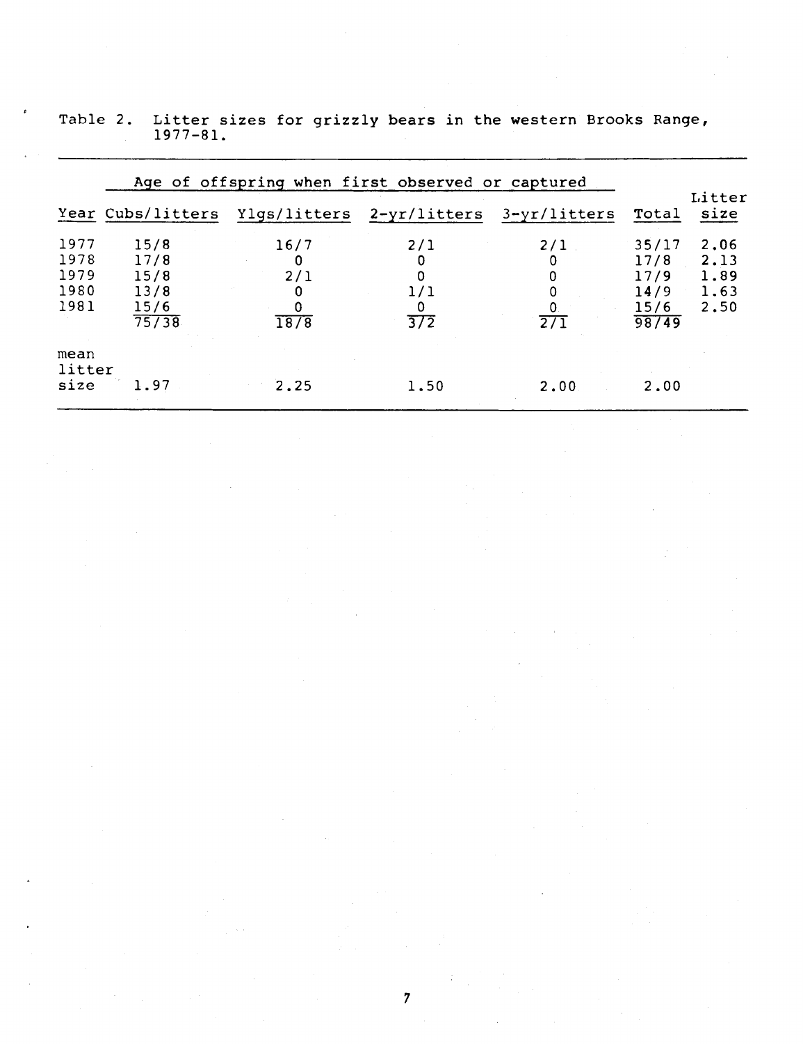Table 2. Litter sizes for grizzly bears in the western Brooks Range, 1977-81.

| | Age of offspring when first observed or captured | | | | | |
|---|---|---|---|---|---|---|
| Year | Cubs/litters | Ylgs/litters | 2-yr/litters | 3-yr/litters | Total | Litter size |
| 1977 | 15/8 | 16/7 | 2/1 | 2/1 | 35/17 | 2.06 |
| 1978 | 17/8 | 0 | 0 | 0 | 17/8 | 2.13 |
| 1979 | 15/8 | 2/1 | 0 | 0 | 17/9 | 1.89 |
| 1980 | 13/8 | 0 | 1/1 | 0 | 14/9 | 1.63 |
| 1981 | 15/6 | 0 | 0 | 0 | 15/6 | 2.50 |
| | 75/38 | 18/8 | 3/2 | 2/1 | 98/49 | |
| mean litter size | 1.97 | 2.25 | 1.50 | 2.00 | 2.00 | |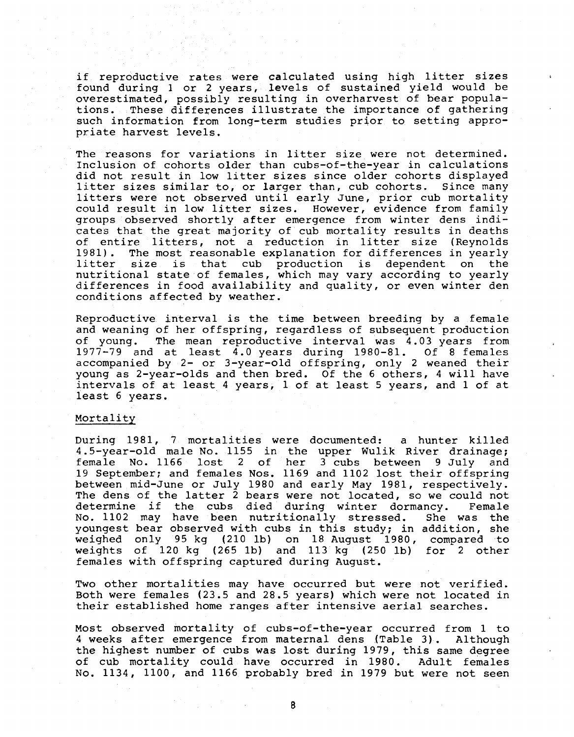if reproductive rates were calculated using high litter sizes found during 1 or 2 years, levels of sustained yield would be overestimated, possibly resulting in overharvest of bear populations. These differences illustrate the importance of gathering such information from long-term studies prior to setting appropriate harvest levels.

The reasons for variations in litter size were not determined. Inclusion of cohorts older than cubs-of-the-year in calculations did not result in low litter sizes since older cohorts displayed litter sizes similar to, or larger than, cub cohorts. Since many litters were not observed until early June, prior cub mortality could result in low litter sizes. However, evidence from family groups observed shortly after emergence from winter dens indicates that the great majority of cub mortality results in deaths of entire litters, not a reduction in litter size (Reynolds 1981). The most reasonable explanation for differences in yearly litter size is that cub production is dependent on the nutritional state of females, which may vary according to yearly differences in food availability and quality, or even winter den conditions affected by weather.

Reproductive interval is the time between breeding by a female and weaning of her offspring, regardless of subsequent production of young. The mean reproductive interval was 4.03 years from 1977-79 and at least 4.0 years during 1980-81. Of 8 females accompanied by 2- or 3-year-old offspring, only 2 weaned their young as 2-year-olds and then bred. Of the 6 others, 4 will have intervals of at least 4 years, 1 of at least 5 years, and 1 of at least 6 years.

## Mortality

During 1981, 7 mortalities were documented: a hunter killed 4.5-year-old male No. 1155 in the upper Wulik River drainage; female No. 1166 lost 2 of her 3 cubs between 9 July and 19 September; and females Nos. 1169 and 1102 lost their offspring between mid-June or July 1980 and early May 1981, respectively. The dens of the latter 2 bears were not located, so we could not determine if the cubs died during winter dormancy. Female No. 1102 may have been nutritionally stressed. She was the youngest bear observed with cubs in this study; in addition, she weighed only 95 kg (210 lb) on 18 August 1980, compared to weights of 120 kg (265 lb) and 113 kg (250 lb) for 2 other females with offspring captured during August.

Two other mortalities may have occurred but were not verified. Both were females (23.5 and 28.5 years) which were not located in their established home ranges after intensive aerial searches.

Most observed mortality of cubs-of-the-year occurred from 1 to 4 weeks after emergence from maternal dens (Table 3). Although the highest number of cubs was lost during 1979, this same degree of cub mortality could have occurred in 1980. Adult females No. 1134, 1100, and 1166 probably bred in 1979 but were not seen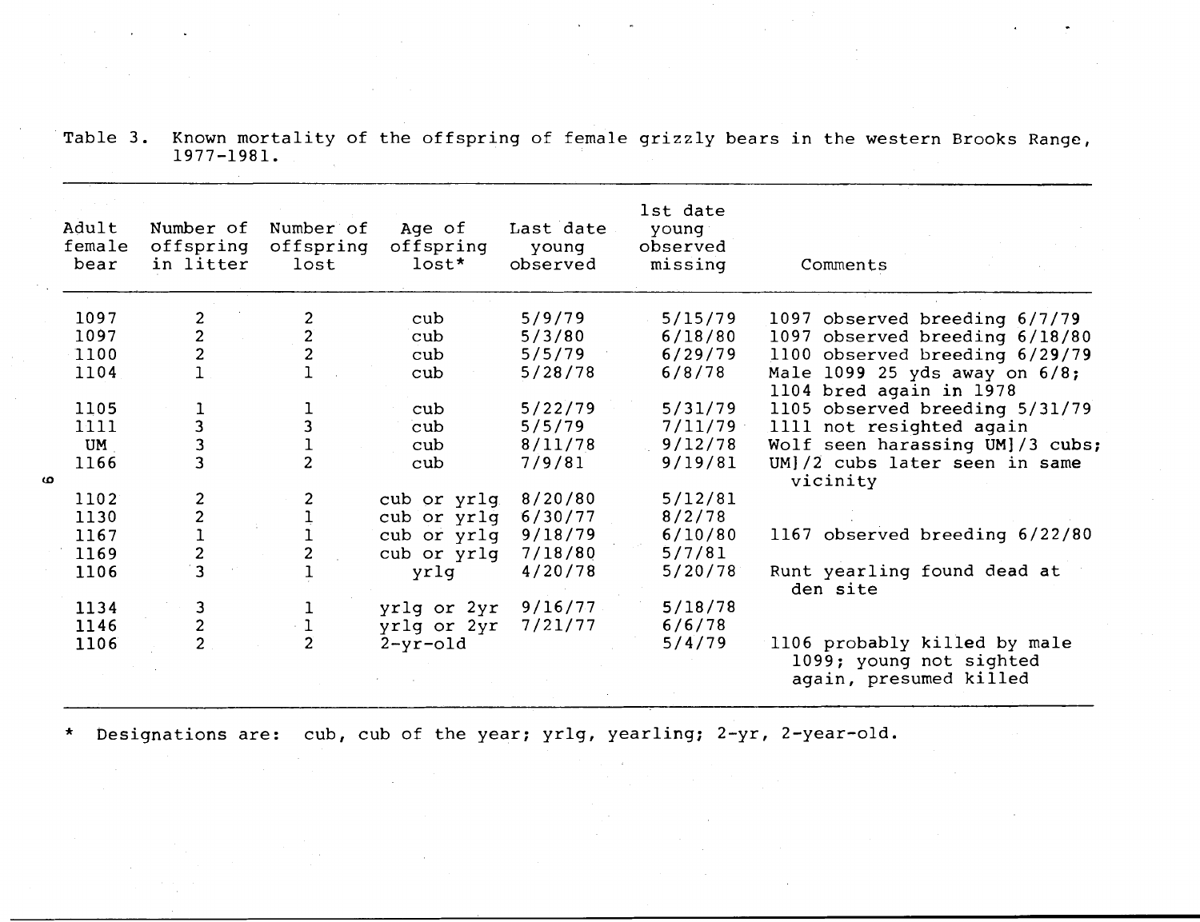Table 3. Known mortality of the offspring of female grizzly bears in the western Brooks Range, 1977-1981.

| Adult female bear | Number of offspring in litter | Number of offspring lost | Age of offspring lost* | Last date young observed | 1st date young observed missing | Comments |
|---|---|---|---|---|---|---|
| 1097 | 2 | 2 | cub | 5/9/79 | 5/15/79 | 1097 observed breeding 6/7/79 |
| 1097 | 2 | 2 | cub | 5/3/80 | 6/18/80 | 1097 observed breeding 6/18/80 |
| 1100 | 2 | 2 | cub | 5/5/79 | 6/29/79 | 1100 observed breeding 6/29/79 |
| 1104 | 1 | 1 | cub | 5/28/78 | 6/8/78 | Male 1099 25 yds away on 6/8; 1104 bred again in 1978 |
| 1105 | 1 | 1 | cub | 5/22/79 | 5/31/79 | 1105 observed breeding 5/31/79 |
| 1111 | 3 | 3 | cub | 5/5/79 | 7/11/79 | 1111 not resighted again |
| UM | 3 | 1 | cub | 8/11/78 | 9/12/78 | Wolf seen harassing UM]/3 cubs; |
| 1166 | 3 | 2 | cub | 7/9/81 | 9/19/81 | UM]/2 cubs later seen in same vicinity |
| 1102 | 2 | 2 | cub or yrlg | 8/20/80 | 5/12/81 | |
| 1130 | 2 | 1 | cub or yrlg | 6/30/77 | 8/2/78 | |
| 1167 | 1 | 1 | cub or yrlg | 9/18/79 | 6/10/80 | 1167 observed breeding 6/22/80 |
| 1169 | 2 | 2 | cub or yrlg | 7/18/80 | 5/7/81 | |
| 1106 | 3 | 1 | yrlg | 4/20/78 | 5/20/78 | Runt yearling found dead at den site |
| 1134 | 3 | 1 | yrlg or 2yr | 9/16/77 | 5/18/78 | |
| 1146 | 2 | 1 | yrlg or 2yr | 7/21/77 | 6/6/78 | |
| 1106 | 2 | 2 | 2-yr-old | | 5/4/79 | 1106 probably killed by male 1099; young not sighted again, presumed killed |

\* Designations are: cub, cub of the year; yrlg, yearling; 2-yr, 2-year-old.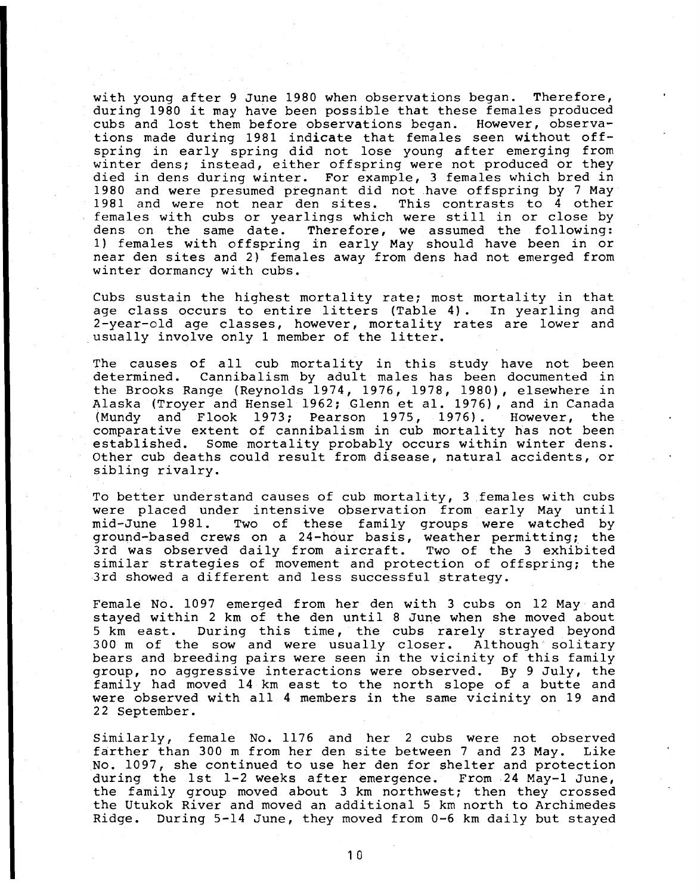with young after 9 June 1980 when observations began. Therefore, during 1980 it may have been possible that these females produced cubs and lost them before observations began. However, observations made during 1981 indicate that females seen without offspring in early spring did not lose young after emerging from winter dens; instead, either offspring were not produced or they died in dens during winter. For example, 3 females which bred in 1980 and were presumed pregnant did not have offspring by 7 May 1981 and were not near den sites. This contrasts to 4 other females with cubs or yearlings which were still in or close by dens on the same date. Therefore, we assumed the following: 1) females with offspring in early May should have been in or near den sites and 2) females away from dens had not emerged from winter dormancy with cubs.

Cubs sustain the highest mortality rate; most mortality in that age class occurs to entire litters (Table 4). In yearling and 2-year-old age classes, however, mortality rates are lower and usually involve only 1 member of the litter.

The causes of all cub mortality in this study have not been determined. Cannibalism by adult males has been documented in the Brooks Range (Reynolds 1974, 1976, 1978, 1980), elsewhere in Alaska (Troyer and Hensel 1962; Glenn et al. 1976), and in Canada (Mundy and Flook 1973; Pearson 1975, 1976). However, the comparative extent of cannibalism in cub mortality has not been established. Some mortality probably occurs within winter dens. Other cub deaths could result from disease, natural accidents, or sibling rivalry.

To better understand causes of cub mortality, 3 females with cubs were placed under intensive observation from early May until mid-June 1981. Two of these family groups were watched by ground-based crews on a 24-hour basis, weather permitting; the 3rd was observed daily from aircraft. Two of the 3 exhibited similar strategies of movement and protection of offspring; the 3rd showed a different and less successful strategy.

Female No. 1097 emerged from her den with 3 cubs on 12 May and stayed within 2 km of the den until 8 June when she moved about 5 km east. During this time, the cubs rarely strayed beyond 300 m of the sow and were usually closer. Although solitary bears and breeding pairs were seen in the vicinity of this family group, no aggressive interactions were observed. By 9 July, the family had moved 14 km east to the north slope of a butte and were observed with all 4 members in the same vicinity on 19 and 22 September.

Similarly, female No. 1176 and her 2 cubs were not observed farther than 300 m from her den site between 7 and 23 May. Like No. 1097, she continued to use her den for shelter and protection during the 1st 1-2 weeks after emergence. From 24 May-1 June, the family group moved about 3 km northwest; then they crossed the Utukok River and moved an additional 5 km north to Archimedes Ridge. During 5-14 June, they moved from 0-6 km daily but stayed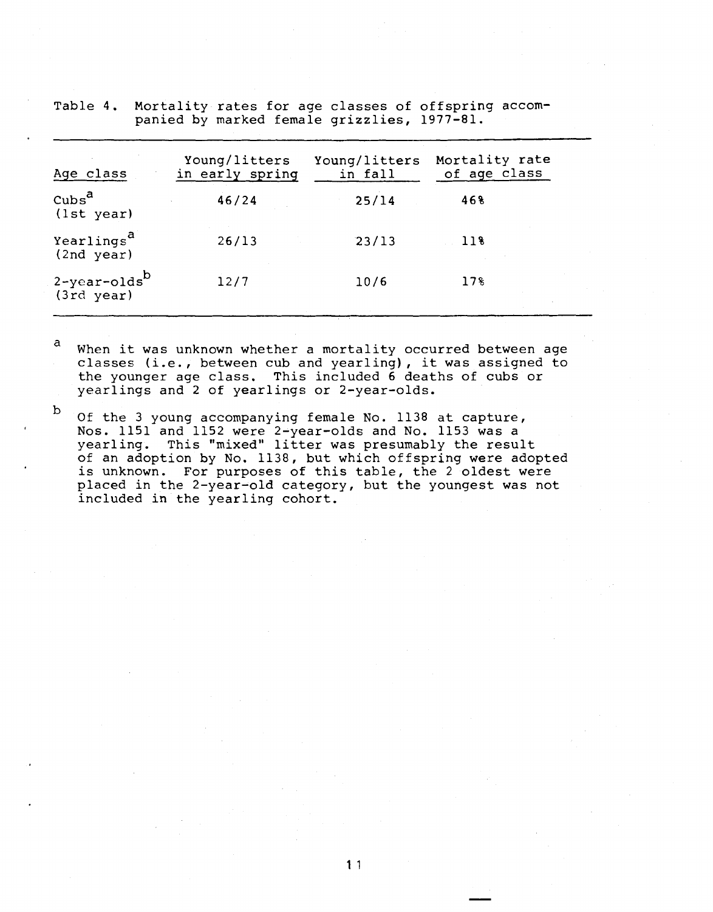Table 4. Mortality rates for age classes of offspring accompanied by marked female grizzlies, 1977-81.

| Age class | Young/litters in early spring | Young/litters in fall | Mortality rate of age class |
|---|---|---|---|
| Cubs[a] (1st year) | 46/24 | 25/14 | 46% |
| Yearlings[a] (2nd year) | 26/13 | 23/13 | 11% |
| 2-year-olds[b] (3rd year) | 12/7 | 10/6 | 17% |

[a] When it was unknown whether a mortality occurred between age classes (i.e., between cub and yearling), it was assigned to the younger age class. This included 6 deaths of cubs or yearlings and 2 of yearlings or 2-year-olds.

[b] Of the 3 young accompanying female No. 1138 at capture, Nos. 1151 and 1152 were 2-year-olds and No. 1153 was a yearling. This "mixed" litter was presumably the result of an adoption by No. 1138, but which offspring were adopted is unknown. For purposes of this table, the 2 oldest were placed in the 2-year-old category, but the youngest was not included in the yearling cohort.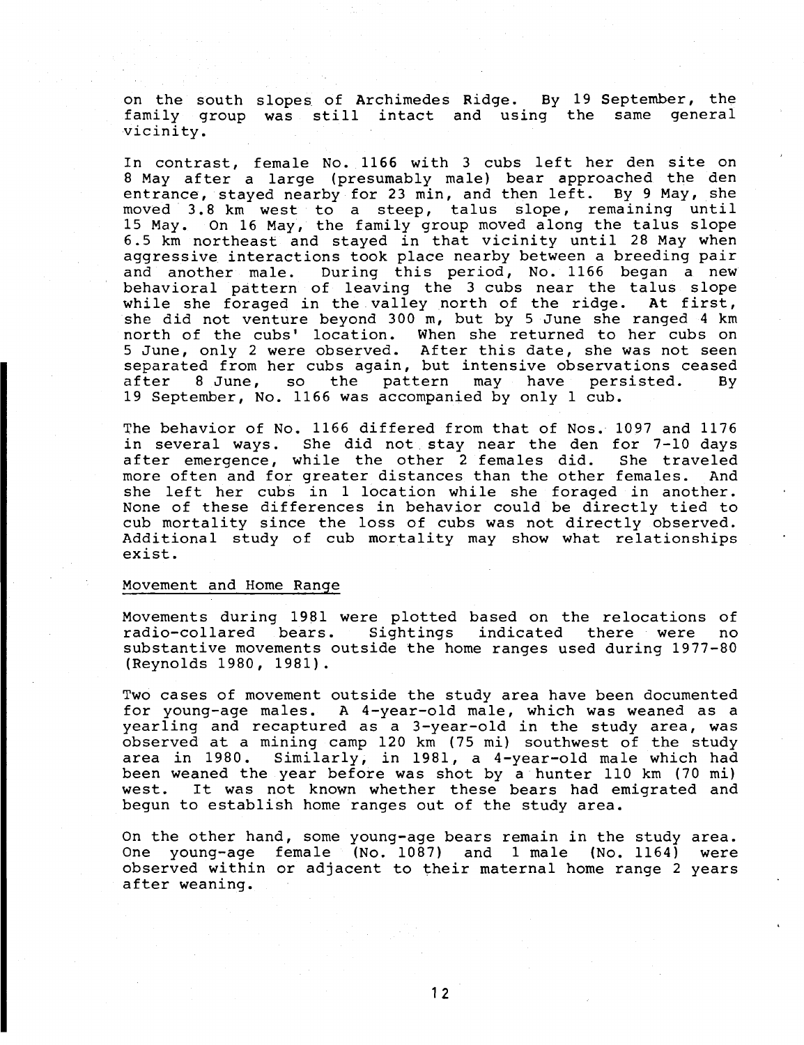on the south slopes of Archimedes Ridge. By 19 September, the family group was still intact and using the same general vicinity.

In contrast, female No. 1166 with 3 cubs left her den site on 8 May after a large (presumably male) bear approached the den entrance, stayed nearby for 23 min, and then left. By 9 May, she moved 3.8 km west to a steep, talus slope, remaining until 15 May. On 16 May, the family group moved along the talus slope 6.5 km northeast and stayed in that vicinity until 28 May when aggressive interactions took place nearby between a breeding pair and another male. During this period, No. 1166 began a new behavioral pattern of leaving the 3 cubs near the talus slope while she foraged in the valley north of the ridge. At first, she did not venture beyond 300 m, but by 5 June she ranged 4 km north of the cubs' location. When she returned to her cubs on 5 June, only 2 were observed. After this date, she was not seen separated from her cubs again, but intensive observations ceased after 8 June, so the pattern may have persisted. By 19 September, No. 1166 was accompanied by only 1 cub.

The behavior of No. 1166 differed from that of Nos. 1097 and 1176 in several ways. She did not stay near the den for 7-10 days after emergence, while the other 2 females did. She traveled more often and for greater distances than the other females. And she left her cubs in 1 location while she foraged in another. None of these differences in behavior could be directly tied to cub mortality since the loss of cubs was not directly observed. Additional study of cub mortality may show what relationships exist.

## Movement and Home Range

Movements during 1981 were plotted based on the relocations of radio-collared bears. Sightings indicated there were no substantive movements outside the home ranges used during 1977-80 (Reynolds 1980, 1981).

Two cases of movement outside the study area have been documented for young-age males. A 4-year-old male, which was weaned as a yearling and recaptured as a 3-year-old in the study area, was observed at a mining camp 120 km (75 mi) southwest of the study area in 1980. Similarly, in 1981, a 4-year-old male which had been weaned the year before was shot by a hunter 110 km (70 mi) west. It was not known whether these bears had emigrated and begun to establish home ranges out of the study area.

On the other hand, some young-age bears remain in the study area. One young-age female (No. 1087) and 1 male (No. 1164) were observed within or adjacent to their maternal home range 2 years after weaning.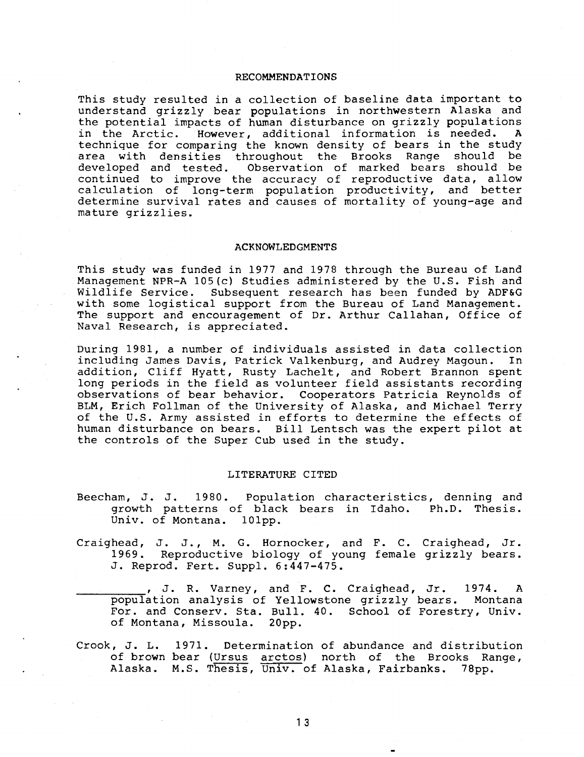## RECOMMENDATIONS

This study resulted in a collection of baseline data important to understand grizzly bear populations in northwestern Alaska and the potential impacts of human disturbance on grizzly populations in the Arctic. However, additional information is needed. A technique for comparing the known density of bears in the study area with densities throughout the Brooks Range should be developed and tested. Observation of marked bears should be continued to improve the accuracy of reproductive data, allow calculation of long-term population productivity, and better determine survival rates and causes of mortality of young-age and mature grizzlies.

## ACKNOWLEDGMENTS

This study was funded in 1977 and 1978 through the Bureau of Land Management NPR-A 105(c) Studies administered by the U.S. Fish and Wildlife Service. Subsequent research has been funded by ADF&G with some logistical support from the Bureau of Land Management. The support and encouragement of Dr. Arthur Callahan, Office of Naval Research, is appreciated.

During 1981, a number of individuals assisted in data collection including James Davis, Patrick Valkenburg, and Audrey Magoun. In addition, Cliff Hyatt, Rusty Lachelt, and Robert Brannon spent long periods in the field as volunteer field assistants recording observations of bear behavior. Cooperators Patricia Reynolds of BLM, Erich Follman of the University of Alaska, and Michael Terry of the U.S. Army assisted in efforts to determine the effects of human disturbance on bears. Bill Lentsch was the expert pilot at the controls of the Super Cub used in the study.

## LITERATURE CITED

Beecham, J. J. 1980. Population characteristics, denning and growth patterns of black bears in Idaho. Ph.D. Thesis. Univ. of Montana. 101pp.

Craighead, J. J., M. G. Hornocker, and F. C. Craighead, Jr. 1969. Reproductive biology of young female grizzly bears. J. Reprod. Fert. Suppl. 6:447-475.

__________, J. R. Varney, and F. C. Craighead, Jr. 1974. A population analysis of Yellowstone grizzly bears. Montana For. and Conserv. Sta. Bull. 40. School of Forestry, Univ. of Montana, Missoula. 20pp.

Crook, J. L. 1971. Determination of abundance and distribution of brown bear (*Ursus arctos*) north of the Brooks Range, Alaska. M.S. Thesis, Univ. of Alaska, Fairbanks. 78pp.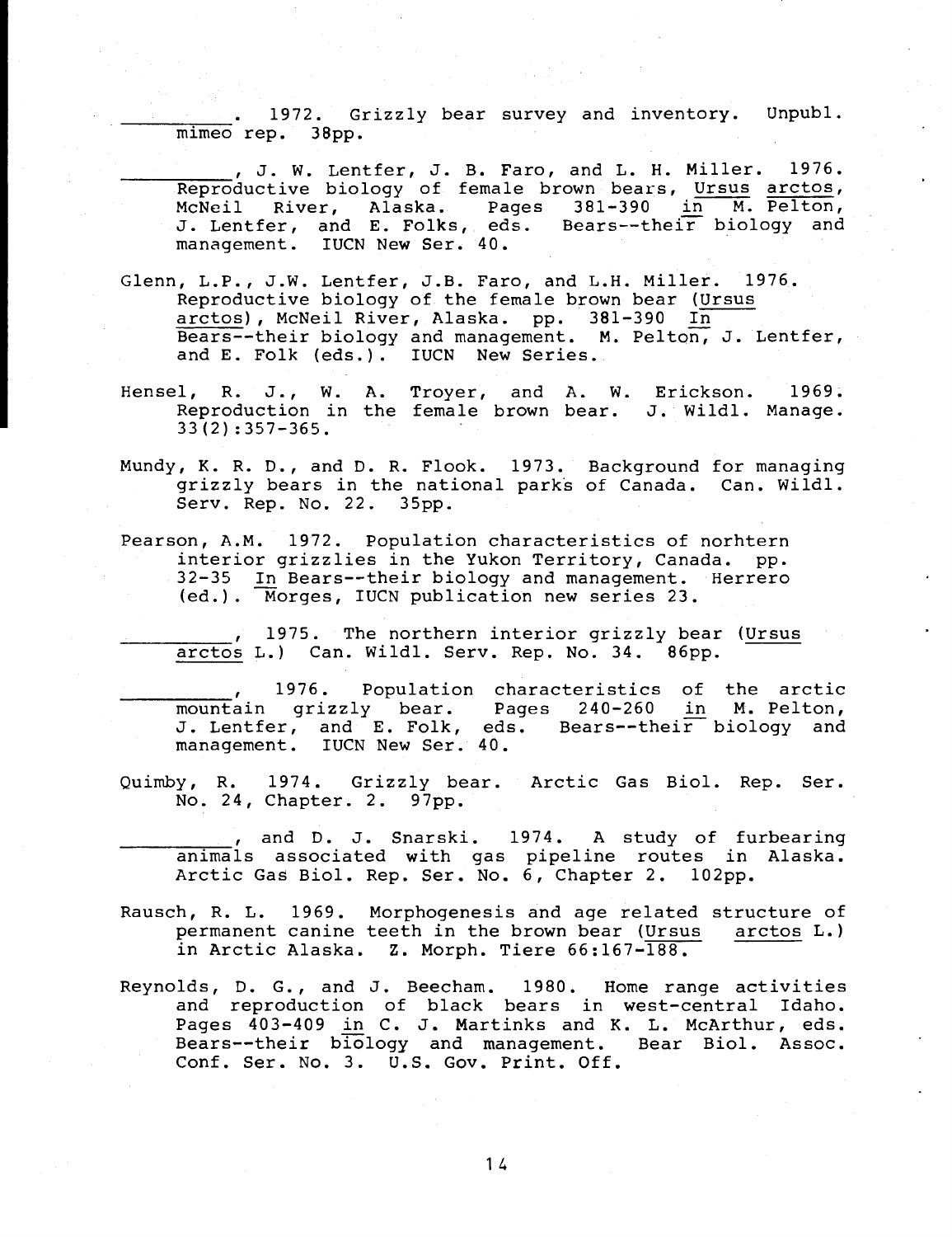\_\_\_\_\_\_\_\_\_\_. 1972. Grizzly bear survey and inventory. Unpubl. mimeo rep. 38pp.

\_\_\_\_\_\_\_\_\_\_, J. W. Lentfer, J. B. Faro, and L. H. Miller. 1976. Reproductive biology of female brown bears, Ursus arctos, McNeil River, Alaska. Pages 381-390 in M. Pelton, J. Lentfer, and E. Folks, eds. Bears--their biology and management. IUCN New Ser. 40.

Glenn, L.P., J.W. Lentfer, J.B. Faro, and L.H. Miller. 1976. Reproductive biology of the female brown bear (Ursus arctos), McNeil River, Alaska. pp. 381-390 In Bears--their biology and management. M. Pelton, J. Lentfer, and E. Folk (eds.). IUCN New Series.

Hensel, R. J., W. A. Troyer, and A. W. Erickson. 1969. Reproduction in the female brown bear. J. Wildl. Manage. 33(2):357-365.

Mundy, K. R. D., and D. R. Flook. 1973. Background for managing grizzly bears in the national parks of Canada. Can. Wildl. Serv. Rep. No. 22. 35pp.

Pearson, A.M. 1972. Population characteristics of norhtern interior grizzlies in the Yukon Territory, Canada. pp. 32-35 In Bears--their biology and management. Herrero (ed.). Morges, IUCN publication new series 23.

\_\_\_\_\_\_\_\_\_\_, 1975. The northern interior grizzly bear (Ursus arctos L.) Can. Wildl. Serv. Rep. No. 34. 86pp.

\_\_\_\_\_\_\_\_\_\_, 1976. Population characteristics of the arctic mountain grizzly bear. Pages 240-260 in M. Pelton, J. Lentfer, and E. Folk, eds. Bears--their biology and management. IUCN New Ser. 40.

Quimby, R. 1974. Grizzly bear. Arctic Gas Biol. Rep. Ser. No. 24, Chapter. 2. 97pp.

\_\_\_\_\_\_\_\_\_\_, and D. J. Snarski. 1974. A study of furbearing animals associated with gas pipeline routes in Alaska. Arctic Gas Biol. Rep. Ser. No. 6, Chapter 2. 102pp.

Rausch, R. L. 1969. Morphogenesis and age related structure of permanent canine teeth in the brown bear (Ursus arctos L.) in Arctic Alaska. Z. Morph. Tiere 66:167-188.

Reynolds, D. G., and J. Beecham. 1980. Home range activities and reproduction of black bears in west-central Idaho. Pages 403-409 in C. J. Martinks and K. L. McArthur, eds. Bears--their biology and management. Bear Biol. Assoc. Conf. Ser. No. 3. U.S. Gov. Print. Off.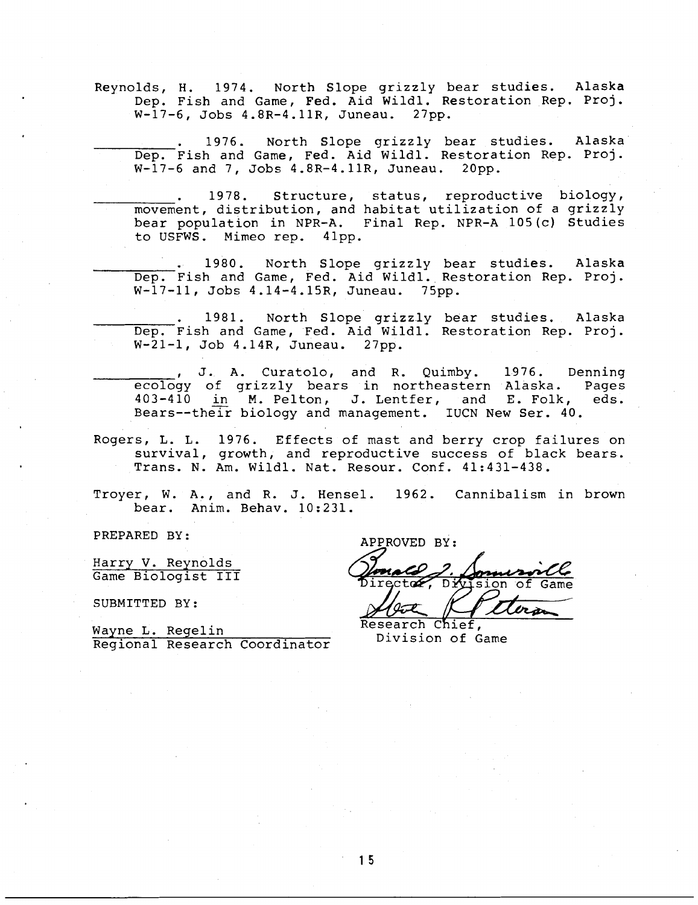Reynolds, H. 1974. North Slope grizzly bear studies. Alaska Dep. Fish and Game, Fed. Aid Wildl. Restoration Rep. Proj. W-17-6, Jobs 4.8R-4.11R, Juneau. 27pp.

\_\_\_\_\_\_\_\_\_. 1976. North Slope grizzly bear studies. Alaska Dep. Fish and Game, Fed. Aid Wildl. Restoration Rep. Proj. W-17-6 and 7, Jobs 4.8R-4.11R, Juneau. 20pp.

\_\_\_\_\_\_\_\_\_. 1978. Structure, status, reproductive biology, movement, distribution, and habitat utilization of a grizzly bear population in NPR-A. Final Rep. NPR-A 105(c) Studies to USFWS. Mimeo rep. 41pp.

\_\_\_\_\_\_\_\_\_. 1980. North Slope grizzly bear studies. Alaska Dep. Fish and Game, Fed. Aid Wildl. Restoration Rep. Proj. W-17-11, Jobs 4.14-4.15R, Juneau. 75pp.

\_\_\_\_\_\_\_\_\_. 1981. North Slope grizzly bear studies. Alaska Dep. Fish and Game, Fed. Aid Wildl. Restoration Rep. Proj. W-21-1, Job 4.14R, Juneau. 27pp.

\_\_\_\_\_\_\_\_\_, J. A. Curatolo, and R. Quimby. 1976. Denning ecology of grizzly bears in northeastern Alaska. Pages 403-410 in M. Pelton, J. Lentfer, and E. Folk, eds. Bears--their biology and management. IUCN New Ser. 40.

Rogers, L. L. 1976. Effects of mast and berry crop failures on survival, growth, and reproductive success of black bears. Trans. N. Am. Wildl. Nat. Resour. Conf. 41:431-438.

Troyer, W. A., and R. J. Hensel. 1962. Cannibalism in brown bear. Anim. Behav. 10:231.

PREPARED BY:

Harry V. Reynolds
Game Biologist III

SUBMITTED BY:

Wayne L. Regelin
Regional Research Coordinator

APPROVED BY:

Director, Division of Game

Research Chief,
Division of Game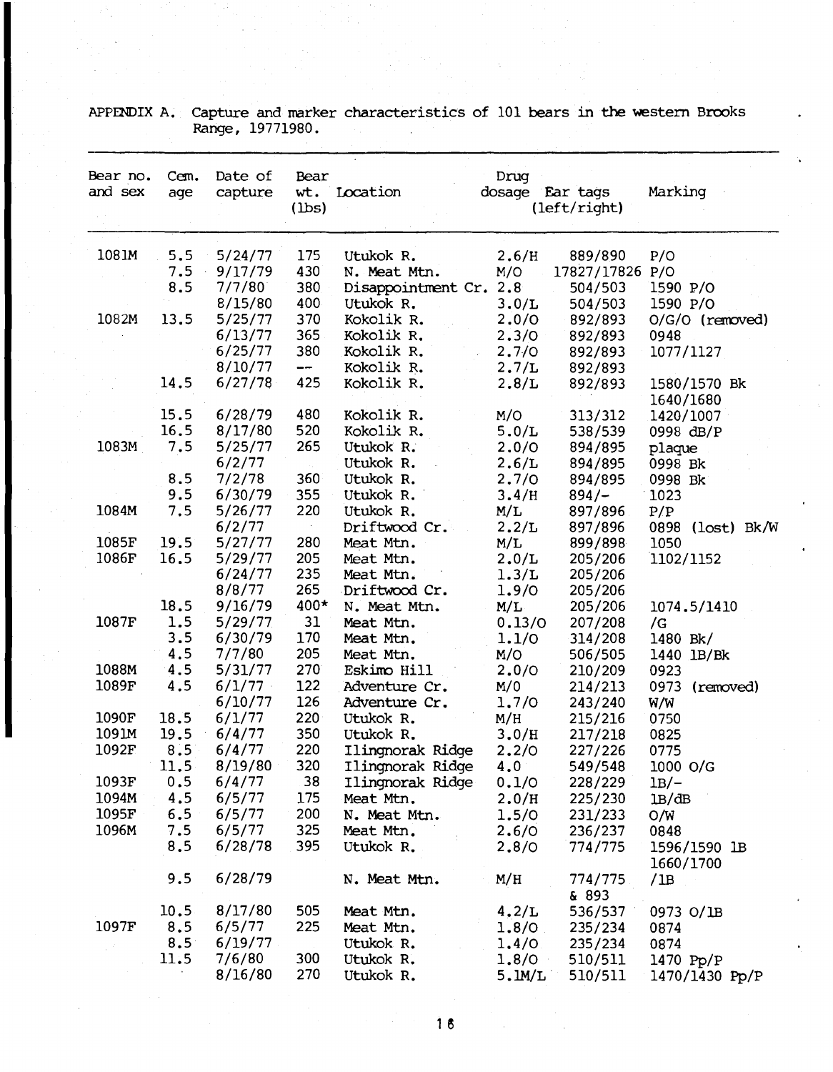APPENDIX A. Capture and marker characteristics of 101 bears in the western Brooks Range, 19771980.

| Bear no. and sex | Cem. age | Date of capture | Bear wt. (lbs) | Location | Drug dosage | Ear tags (left/right) | Marking |
|---|---|---|---|---|---|---|---|
| 1081M | 5.5 | 5/24/77 | 175 | Utukok R. | 2.6/H | 889/890 | P/O |
| | 7.5 | 9/17/79 | 430 | N. Meat Mtn. | M/O | 17827/17826 | P/O |
| | 8.5 | 7/7/80 | 380 | Disappointment Cr. | 2.8 | 504/503 | 1590 P/O |
| | | 8/15/80 | 400 | Utukok R. | 3.0/L | 504/503 | 1590 P/O |
| 1082M | 13.5 | 5/25/77 | 370 | Kokolik R. | 2.0/O | 892/893 | O/G/O (removed) |
| | | 6/13/77 | 365 | Kokolik R. | 2.3/O | 892/893 | 0948 |
| | | 6/25/77 | 380 | Kokolik R. | 2.7/O | 892/893 | 1077/1127 |
| | | 8/10/77 | -- | Kokolik R. | 2.7/L | 892/893 | |
| | 14.5 | 6/27/78 | 425 | Kokolik R. | 2.8/L | 892/893 | 1580/1570 Bk 1640/1680 |
| | 15.5 | 6/28/79 | 480 | Kokolik R. | M/O | 313/312 | 1420/1007 |
| | 16.5 | 8/17/80 | 520 | Kokolik R. | 5.0/L | 538/539 | 0998 dB/P |
| 1083M | 7.5 | 5/25/77 | 265 | Utukok R. | 2.0/O | 894/895 | plaque |
| | | 6/2/77 | | Utukok R. | 2.6/L | 894/895 | 0998 Bk |
| | 8.5 | 7/2/78 | 360 | Utukok R. | 2.7/O | 894/895 | 0998 Bk |
| | 9.5 | 6/30/79 | 355 | Utukok R. | 3.4/H | 894/- | 1023 |
| 1084M | 7.5 | 5/26/77 | 220 | Utukok R. | M/L | 897/896 | P/P |
| | | 6/2/77 | | Driftwood Cr. | 2.2/L | 897/896 | 0898 (lost) Bk/W |
| 1085F | 19.5 | 5/27/77 | 280 | Meat Mtn. | M/L | 899/898 | 1050 |
| 1086F | 16.5 | 5/29/77 | 205 | Meat Mtn. | 2.0/L | 205/206 | 1102/1152 |
| | | 6/24/77 | 235 | Meat Mtn. | 1.3/L | 205/206 | |
| | | 8/8/77 | 265 | Driftwood Cr. | 1.9/O | 205/206 | |
| | 18.5 | 9/16/79 | 400* | N. Meat Mtn. | M/L | 205/206 | 1074.5/1410 |
| 1087F | 1.5 | 5/29/77 | 31 | Meat Mtn. | 0.13/O | 207/208 | /G |
| | 3.5 | 6/30/79 | 170 | Meat Mtn. | 1.1/O | 314/208 | 1480 Bk/ |
| | 4.5 | 7/7/80 | 205 | Meat Mtn. | M/O | 506/505 | 1440 lB/Bk |
| 1088M | 4.5 | 5/31/77 | 270 | Eskimo Hill | 2.0/O | 210/209 | 0923 |
| 1089F | 4.5 | 6/1/77 | 122 | Adventure Cr. | M/O | 214/213 | 0973 (removed) |
| | | 6/10/77 | 126 | Adventure Cr. | 1.7/O | 243/240 | W/W |
| 1090F | 18.5 | 6/1/77 | 220 | Utukok R. | M/H | 215/216 | 0750 |
| 1091M | 19.5 | 6/4/77 | 350 | Utukok R. | 3.0/H | 217/218 | 0825 |
| 1092F | 8.5 | 6/4/77 | 220 | Ilingnorak Ridge | 2.2/O | 227/226 | 0775 |
| | 11.5 | 8/19/80 | 320 | Ilingnorak Ridge | 4.0 | 549/548 | 1000 O/G |
| 1093F | 0.5 | 6/4/77 | 38 | Ilingnorak Ridge | 0.1/O | 228/229 | lB/- |
| 1094M | 4.5 | 6/5/77 | 175 | Meat Mtn. | 2.0/H | 225/230 | lB/dB |
| 1095F | 6.5 | 6/5/77 | 200 | N. Meat Mtn. | 1.5/O | 231/233 | O/W |
| 1096M | 7.5 | 6/5/77 | 325 | Meat Mtn. | 2.6/O | 236/237 | 0848 |
| | 8.5 | 6/28/78 | 395 | Utukok R. | 2.8/O | 774/775 | 1596/1590 lB 1660/1700 |
| | 9.5 | 6/28/79 | | N. Meat Mtn. | M/H | 774/775 & 893 | /lB |
| | 10.5 | 8/17/80 | 505 | Meat Mtn. | 4.2/L | 536/537 | 0973 O/lB |
| 1097F | 8.5 | 6/5/77 | 225 | Meat Mtn. | 1.8/O | 235/234 | 0874 |
| | 8.5 | 6/19/77 | | Utukok R. | 1.4/O | 235/234 | 0874 |
| | 11.5 | 7/6/80 | 300 | Utukok R. | 1.8/O | 510/511 | 1470 Pp/P |
| | | 8/16/80 | 270 | Utukok R. | 5.1M/L | 510/511 | 1470/1430 Pp/P |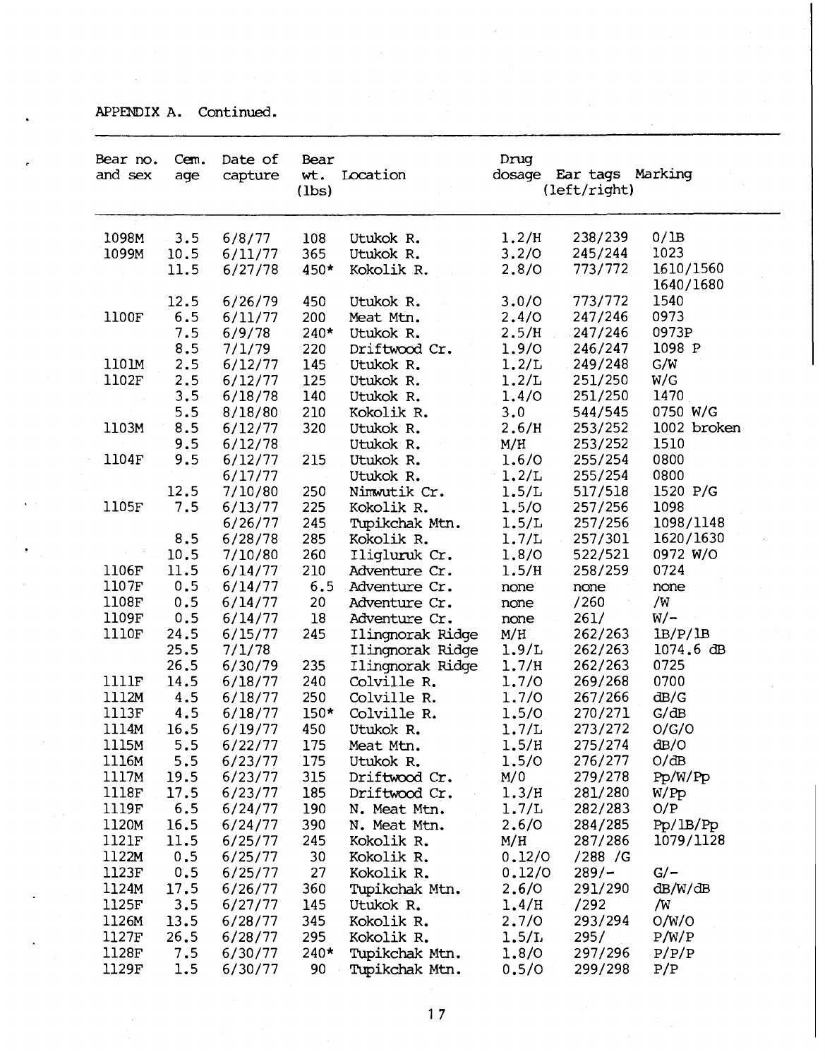APPENDIX A. Continued.

| Bear no. and sex | Cem. age | Date of capture | Bear wt. (lbs) | Location | Drug dosage | Ear tags (left/right) | Marking |
|---|---|---|---|---|---|---|---|
| 1098M | 3.5 | 6/8/77 | 108 | Utukok R. | 1.2/H | 238/239 | 0/1B |
| 1099M | 10.5 | 6/11/77 | 365 | Utukok R. | 3.2/O | 245/244 | 1023 |
| | 11.5 | 6/27/78 | 450* | Kokolik R. | 2.8/O | 773/772 | 1610/1560 1640/1680 |
| | 12.5 | 6/26/79 | 450 | Utukok R. | 3.0/O | 773/772 | 1540 |
| 1100F | 6.5 | 6/11/77 | 200 | Meat Mtn. | 2.4/O | 247/246 | 0973 |
| | 7.5 | 6/9/78 | 240* | Utukok R. | 2.5/H | 247/246 | 0973P |
| | 8.5 | 7/1/79 | 220 | Driftwood Cr. | 1.9/O | 246/247 | 1098 P |
| 1101M | 2.5 | 6/12/77 | 145 | Utukok R. | 1.2/L | 249/248 | G/W |
| 1102F | 2.5 | 6/12/77 | 125 | Utukok R. | 1.2/L | 251/250 | W/G |
| | 3.5 | 6/18/78 | 140 | Utukok R. | 1.4/O | 251/250 | 1470 |
| | 5.5 | 8/18/80 | 210 | Kokolik R. | 3.0 | 544/545 | 0750 W/G |
| 1103M | 8.5 | 6/12/77 | 320 | Utukok R. | 2.6/H | 253/252 | 1002 broken |
| | 9.5 | 6/12/78 | | Utukok R. | M/H | 253/252 | 1510 |
| 1104F | 9.5 | 6/12/77 | 215 | Utukok R. | 1.6/O | 255/254 | 0800 |
| | | 6/17/77 | | Utukok R. | 1.2/L | 255/254 | 0800 |
| | 12.5 | 7/10/80 | 250 | Nimwutik Cr. | 1.5/L | 517/518 | 1520 P/G |
| 1105F | 7.5 | 6/13/77 | 225 | Kokolik R. | 1.5/O | 257/256 | 1098 |
| | | 6/26/77 | 245 | Tupikchak Mtn. | 1.5/L | 257/256 | 1098/1148 |
| | 8.5 | 6/28/78 | 285 | Kokolik R. | 1.7/L | 257/301 | 1620/1630 |
| | 10.5 | 7/10/80 | 260 | Iligluruk Cr. | 1.8/O | 522/521 | 0972 W/O |
| 1106F | 11.5 | 6/14/77 | 210 | Adventure Cr. | 1.5/H | 258/259 | 0724 |
| 1107F | 0.5 | 6/14/77 | 6.5 | Adventure Cr. | none | none | none |
| 1108F | 0.5 | 6/14/77 | 20 | Adventure Cr. | none | /260 | /W |
| 1109F | 0.5 | 6/14/77 | 18 | Adventure Cr. | none | 261/ | W/- |
| 1110F | 24.5 | 6/15/77 | 245 | Ilingnorak Ridge | M/H | 262/263 | 1B/P/1B |
| | 25.5 | 7/1/78 | | Ilingnorak Ridge | 1.9/L | 262/263 | 1074.6 dB |
| | 26.5 | 6/30/79 | 235 | Ilingnorak Ridge | 1.7/H | 262/263 | 0725 |
| 1111F | 14.5 | 6/18/77 | 240 | Colville R. | 1.7/O | 269/268 | 0700 |
| 1112M | 4.5 | 6/18/77 | 250 | Colville R. | 1.7/O | 267/266 | dB/G |
| 1113F | 4.5 | 6/18/77 | 150* | Colville R. | 1.5/O | 270/271 | G/dB |
| 1114M | 16.5 | 6/19/77 | 450 | Utukok R. | 1.7/L | 273/272 | O/G/O |
| 1115M | 5.5 | 6/22/77 | 175 | Meat Mtn. | 1.5/H | 275/274 | dB/O |
| 1116M | 5.5 | 6/23/77 | 175 | Utukok R. | 1.5/O | 276/277 | O/dB |
| 1117M | 19.5 | 6/23/77 | 315 | Driftwood Cr. | M/0 | 279/278 | Pp/W/Pp |
| 1118F | 17.5 | 6/23/77 | 185 | Driftwood Cr. | 1.3/H | 281/280 | W/Pp |
| 1119F | 6.5 | 6/24/77 | 190 | N. Meat Mtn. | 1.7/L | 282/283 | O/P |
| 1120M | 16.5 | 6/24/77 | 390 | N. Meat Mtn. | 2.6/O | 284/285 | Pp/1B/Pp |
| 1121F | 11.5 | 6/25/77 | 245 | Kokolik R. | M/H | 287/286 | 1079/1128 |
| 1122M | 0.5 | 6/25/77 | 30 | Kokolik R. | 0.12/O | /288 | /G |
| 1123F | 0.5 | 6/25/77 | 27 | Kokolik R. | 0.12/O | 289/- | G/- |
| 1124M | 17.5 | 6/26/77 | 360 | Tupikchak Mtn. | 2.6/O | 291/290 | dB/W/dB |
| 1125F | 3.5 | 6/27/77 | 145 | Utukok R. | 1.4/H | /292 | /W |
| 1126M | 13.5 | 6/28/77 | 345 | Kokolik R. | 2.7/O | 293/294 | O/W/O |
| 1127F | 26.5 | 6/28/77 | 295 | Kokolik R. | 1.5/L | 295/ | P/W/P |
| 1128F | 7.5 | 6/30/77 | 240* | Tupikchak Mtn. | 1.8/O | 297/296 | P/P/P |
| 1129F | 1.5 | 6/30/77 | 90 | Tupikchak Mtn. | 0.5/O | 299/298 | P/P |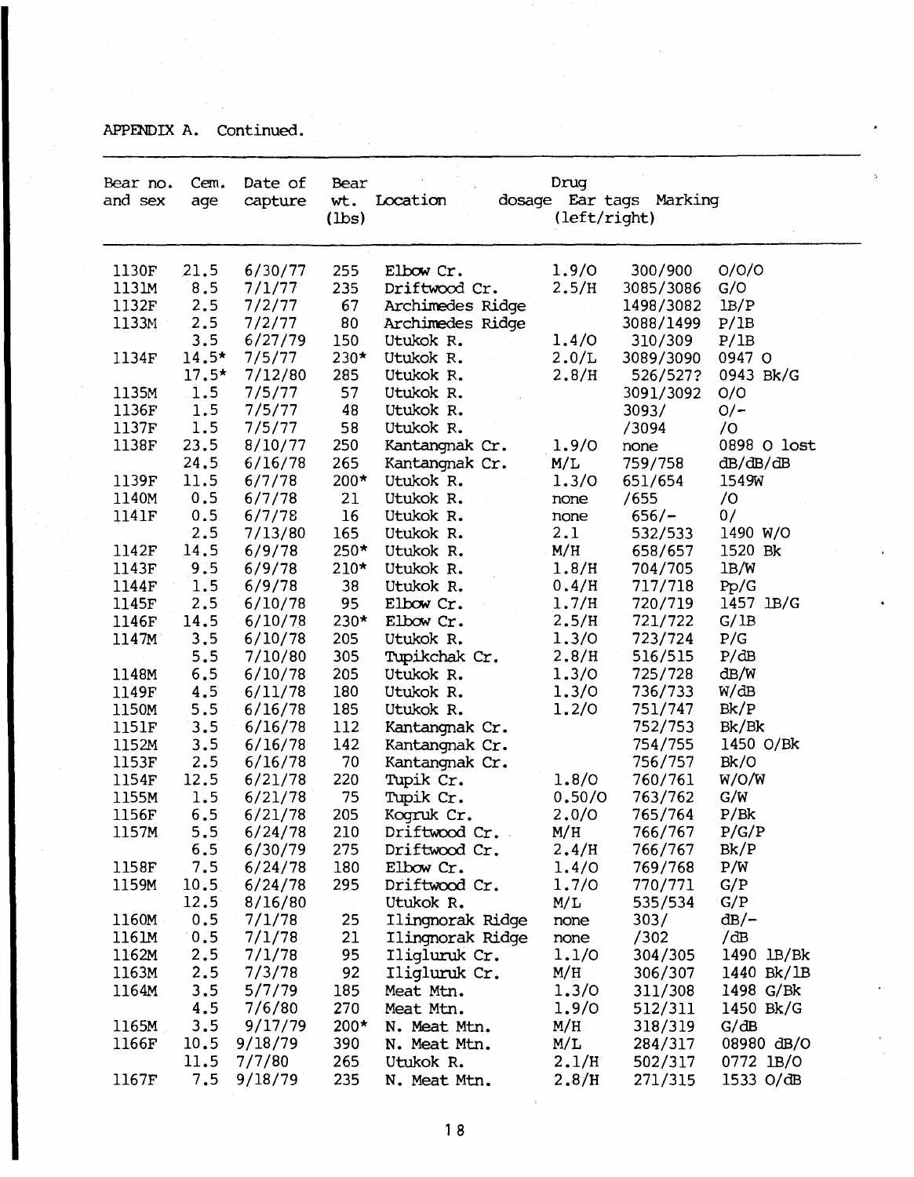APPENDIX A. Continued.

| Bear no. and sex | Cem. age | Date of capture | Bear wt. (lbs) | Location | Drug dosage | Ear tags (left/right) | Marking |
|---|---|---|---|---|---|---|---|
| 1130F | 21.5 | 6/30/77 | 255 | Elbow Cr. | 1.9/O | 300/900 | O/O/O |
| 1131M | 8.5 | 7/1/77 | 235 | Driftwood Cr. | 2.5/H | 3085/3086 | G/O |
| 1132F | 2.5 | 7/2/77 | 67 | Archimedes Ridge | | 1498/3082 | 1B/P |
| 1133M | 2.5 | 7/2/77 | 80 | Archimedes Ridge | | 3088/1499 | P/1B |
| | 3.5 | 6/27/79 | 150 | Utukok R. | 1.4/O | 310/309 | P/1B |
| 1134F | 14.5* | 7/5/77 | 230* | Utukok R. | 2.0/L | 3089/3090 | 0947 O |
| | 17.5* | 7/12/80 | 285 | Utukok R. | 2.8/H | 526/527? | 0943 Bk/G |
| 1135M | 1.5 | 7/5/77 | 57 | Utukok R. | | 3091/3092 | O/O |
| 1136F | 1.5 | 7/5/77 | 48 | Utukok R. | | 3093/ | O/- |
| 1137F | 1.5 | 7/5/77 | 58 | Utukok R. | | /3094 | /O |
| 1138F | 23.5 | 8/10/77 | 250 | Kantangnak Cr. | 1.9/O | none | 0898 O lost |
| | 24.5 | 6/16/78 | 265 | Kantangnak Cr. | M/L | 759/758 | dB/dB/dB |
| 1139F | 11.5 | 6/7/78 | 200* | Utukok R. | 1.3/O | 651/654 | 1549W |
| 1140M | 0.5 | 6/7/78 | 21 | Utukok R. | none | /655 | /O |
| 1141F | 0.5 | 6/7/78 | 16 | Utukok R. | none | 656/- | O/ |
| | 2.5 | 7/13/80 | 165 | Utukok R. | 2.1 | 532/533 | 1490 W/O |
| 1142F | 14.5 | 6/9/78 | 250* | Utukok R. | M/H | 658/657 | 1520 Bk |
| 1143F | 9.5 | 6/9/78 | 210* | Utukok R. | 1.8/H | 704/705 | 1B/W |
| 1144F | 1.5 | 6/9/78 | 38 | Utukok R. | 0.4/H | 717/718 | Pp/G |
| 1145F | 2.5 | 6/10/78 | 95 | Elbow Cr. | 1.7/H | 720/719 | 1457 1B/G |
| 1146F | 14.5 | 6/10/78 | 230* | Elbow Cr. | 2.5/H | 721/722 | G/1B |
| 1147M | 3.5 | 6/10/78 | 205 | Utukok R. | 1.3/O | 723/724 | P/G |
| | 5.5 | 7/10/80 | 305 | Tupikchak Cr. | 2.8/H | 516/515 | P/dB |
| 1148M | 6.5 | 6/10/78 | 205 | Utukok R. | 1.3/O | 725/728 | dB/W |
| 1149F | 4.5 | 6/11/78 | 180 | Utukok R. | 1.3/O | 736/733 | W/dB |
| 1150M | 5.5 | 6/16/78 | 185 | Utukok R. | 1.2/O | 751/747 | Bk/P |
| 1151F | 3.5 | 6/16/78 | 112 | Kantangnak Cr. | | 752/753 | Bk/Bk |
| 1152M | 3.5 | 6/16/78 | 142 | Kantangnak Cr. | | 754/755 | 1450 O/Bk |
| 1153F | 2.5 | 6/16/78 | 70 | Kantangnak Cr. | | 756/757 | Bk/O |
| 1154F | 12.5 | 6/21/78 | 220 | Tupik Cr. | 1.8/O | 760/761 | W/O/W |
| 1155M | 1.5 | 6/21/78 | 75 | Tupik Cr. | 0.50/O | 763/762 | G/W |
| 1156F | 6.5 | 6/21/78 | 205 | Kogruk Cr. | 2.0/O | 765/764 | P/Bk |
| 1157M | 5.5 | 6/24/78 | 210 | Driftwood Cr. | M/H | 766/767 | P/G/P |
| | 6.5 | 6/30/79 | 275 | Driftwood Cr. | 2.4/H | 766/767 | Bk/P |
| 1158F | 7.5 | 6/24/78 | 180 | Elbow Cr. | 1.4/O | 769/768 | P/W |
| 1159M | 10.5 | 6/24/78 | 295 | Driftwood Cr. | 1.7/O | 770/771 | G/P |
| | 12.5 | 8/16/80 | | Utukok R. | M/L | 535/534 | G/P |
| 1160M | 0.5 | 7/1/78 | 25 | Ilingnorak Ridge | none | 303/ | dB/- |
| 1161M | 0.5 | 7/1/78 | 21 | Ilingnorak Ridge | none | /302 | /dB |
| 1162M | 2.5 | 7/1/78 | 95 | Iligluruk Cr. | 1.1/O | 304/305 | 1490 1B/Bk |
| 1163M | 2.5 | 7/3/78 | 92 | Iligluruk Cr. | M/H | 306/307 | 1440 Bk/1B |
| 1164M | 3.5 | 5/7/79 | 185 | Meat Mtn. | 1.3/O | 311/308 | 1498 G/Bk |
| | 4.5 | 7/6/80 | 270 | Meat Mtn. | 1.9/O | 512/311 | 1450 Bk/G |
| 1165M | 3.5 | 9/17/79 | 200* | N. Meat Mtn. | M/H | 318/319 | G/dB |
| 1166F | 10.5 | 9/18/79 | 390 | N. Meat Mtn. | M/L | 284/317 | 08980 dB/O |
| | 11.5 | 7/7/80 | 265 | Utukok R. | 2.1/H | 502/317 | 0772 1B/O |
| 1167F | 7.5 | 9/18/79 | 235 | N. Meat Mtn. | 2.8/H | 271/315 | 1533 O/dB |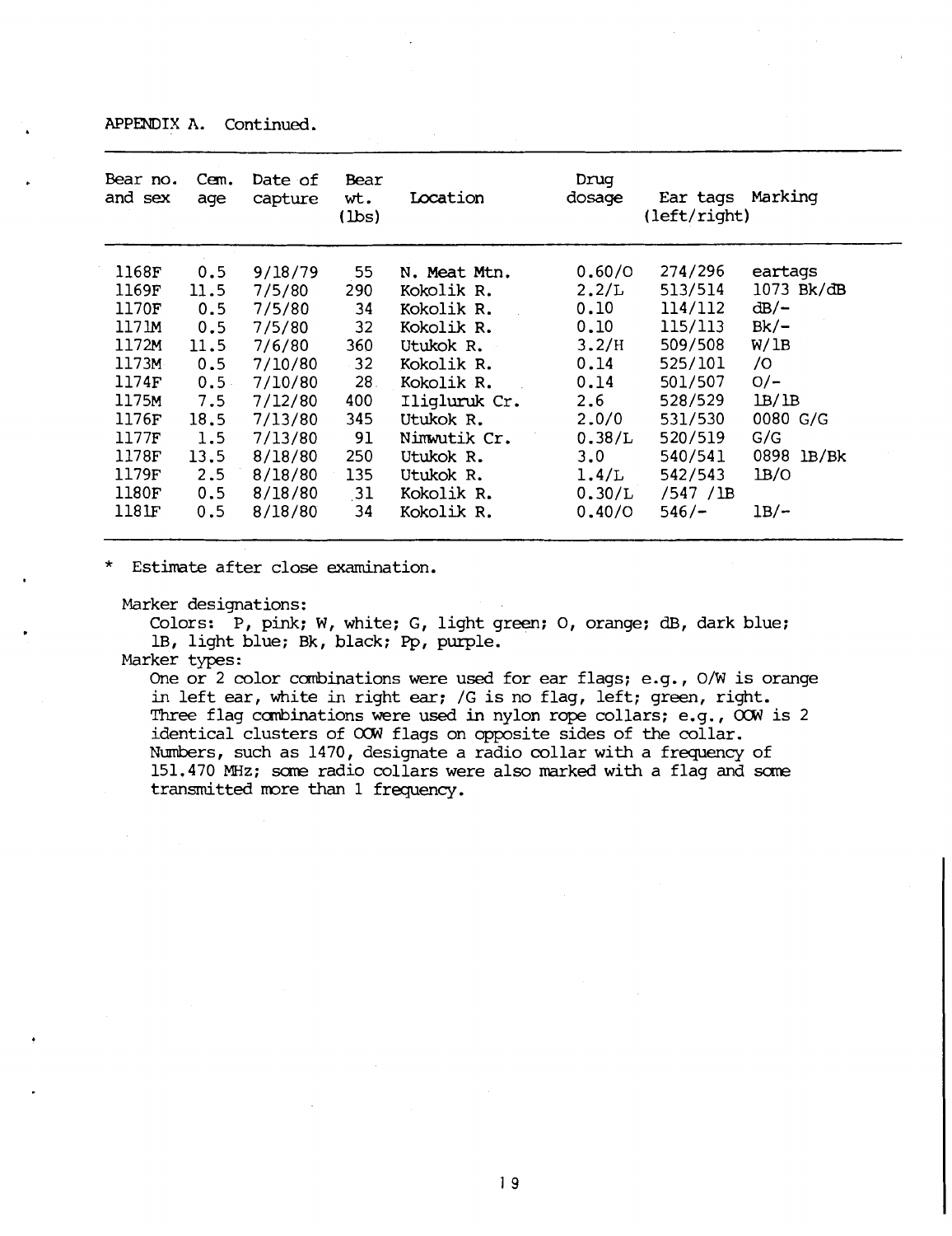APPENDIX A. Continued.

| Bear no. and sex | Cem. age | Date of capture | Bear wt. (lbs) | Location | Drug dosage | Ear tags (left/right) | Marking |
|---|---|---|---|---|---|---|---|
| 1168F | 0.5 | 9/18/79 | 55 | N. Meat Mtn. | 0.60/O | 274/296 | eartags |
| 1169F | 11.5 | 7/5/80 | 290 | Kokolik R. | 2.2/L | 513/514 | 1073 Bk/dB |
| 1170F | 0.5 | 7/5/80 | 34 | Kokolik R. | 0.10 | 114/112 | dB/- |
| 1171M | 0.5 | 7/5/80 | 32 | Kokolik R. | 0.10 | 115/113 | Bk/- |
| 1172M | 11.5 | 7/6/80 | 360 | Utukok R. | 3.2/H | 509/508 | W/lB |
| 1173M | 0.5 | 7/10/80 | 32 | Kokolik R. | 0.14 | 525/101 | /O |
| 1174F | 0.5 | 7/10/80 | 28 | Kokolik R. | 0.14 | 501/507 | O/- |
| 1175M | 7.5 | 7/12/80 | 400 | Iligluruk Cr. | 2.6 | 528/529 | lB/lB |
| 1176F | 18.5 | 7/13/80 | 345 | Utukok R. | 2.0/O | 531/530 | 0080 G/G |
| 1177F | 1.5 | 7/13/80 | 91 | Nimwutik Cr. | 0.38/L | 520/519 | G/G |
| 1178F | 13.5 | 8/18/80 | 250 | Utukok R. | 3.0 | 540/541 | 0898 lB/Bk |
| 1179F | 2.5 | 8/18/80 | 135 | Utukok R. | 1.4/L | 542/543 | lB/O |
| 1180F | 0.5 | 8/18/80 | 31 | Kokolik R. | 0.30/L | /547 /lB | |
| 1181F | 0.5 | 8/18/80 | 34 | Kokolik R. | 0.40/O | 546/- | lB/- |

* Estimate after close examination.

Marker designations:

Colors: P, pink; W, white; G, light green; O, orange; dB, dark blue; lB, light blue; Bk, black; Pp, purple.

Marker types:

One or 2 color combinations were used for ear flags; e.g., O/W is orange in left ear, white in right ear; /G is no flag, left; green, right. Three flag combinations were used in nylon rope collars; e.g., OOW is 2 identical clusters of OOW flags on opposite sides of the collar. Numbers, such as 1470, designate a radio collar with a frequency of 151.470 MHz; some radio collars were also marked with a flag and some transmitted more than 1 frequency.